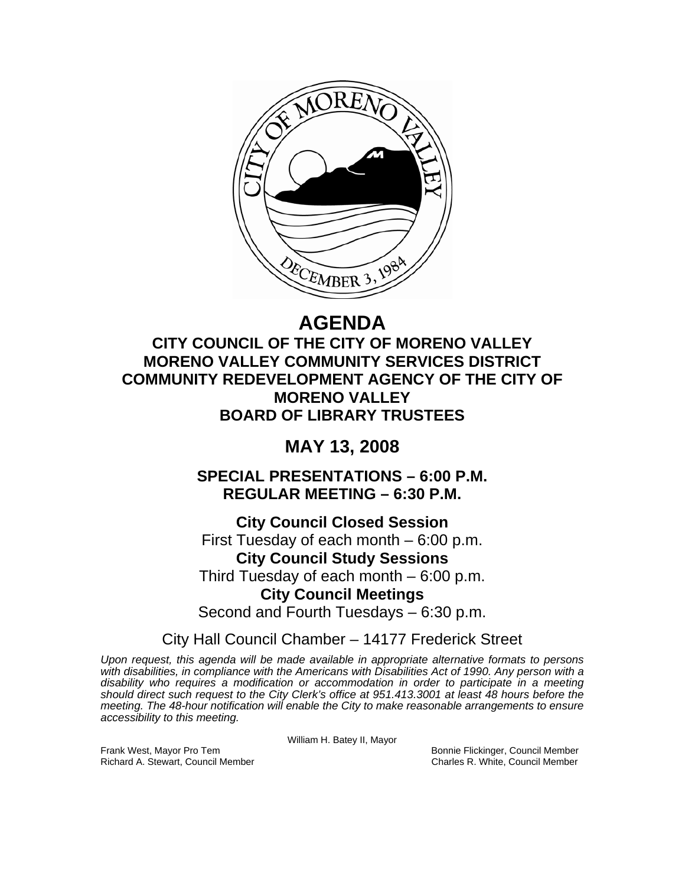# AGENDA

## CITY COUNCIL OF THE CITY OF MORENO VALLEY
## MORENO VALLEY COMMUNITY SERVICES DISTRICT
## COMMUNITY REDEVELOPMENT AGENCY OF THE CITY OF MORENO VALLEY
## BOARD OF LIBRARY TRUSTEES

## MAY 13, 2008

### SPECIAL PRESENTATIONS – 6:00 P.M.
### REGULAR MEETING – 6:30 P.M.

**City Council Closed Session**
First Tuesday of each month – 6:00 p.m.

**City Council Study Sessions**
Third Tuesday of each month – 6:00 p.m.

**City Council Meetings**
Second and Fourth Tuesdays – 6:30 p.m.

City Hall Council Chamber – 14177 Frederick Street

*Upon request, this agenda will be made available in appropriate alternative formats to persons with disabilities, in compliance with the Americans with Disabilities Act of 1990. Any person with a disability who requires a modification or accommodation in order to participate in a meeting should direct such request to the City Clerk's office at 951.413.3001 at least 48 hours before the meeting. The 48-hour notification will enable the City to make reasonable arrangements to ensure accessibility to this meeting.*

William H. Batey II, Mayor

Frank West, Mayor Pro Tem
Richard A. Stewart, Council Member
Bonnie Flickinger, Council Member
Charles R. White, Council Member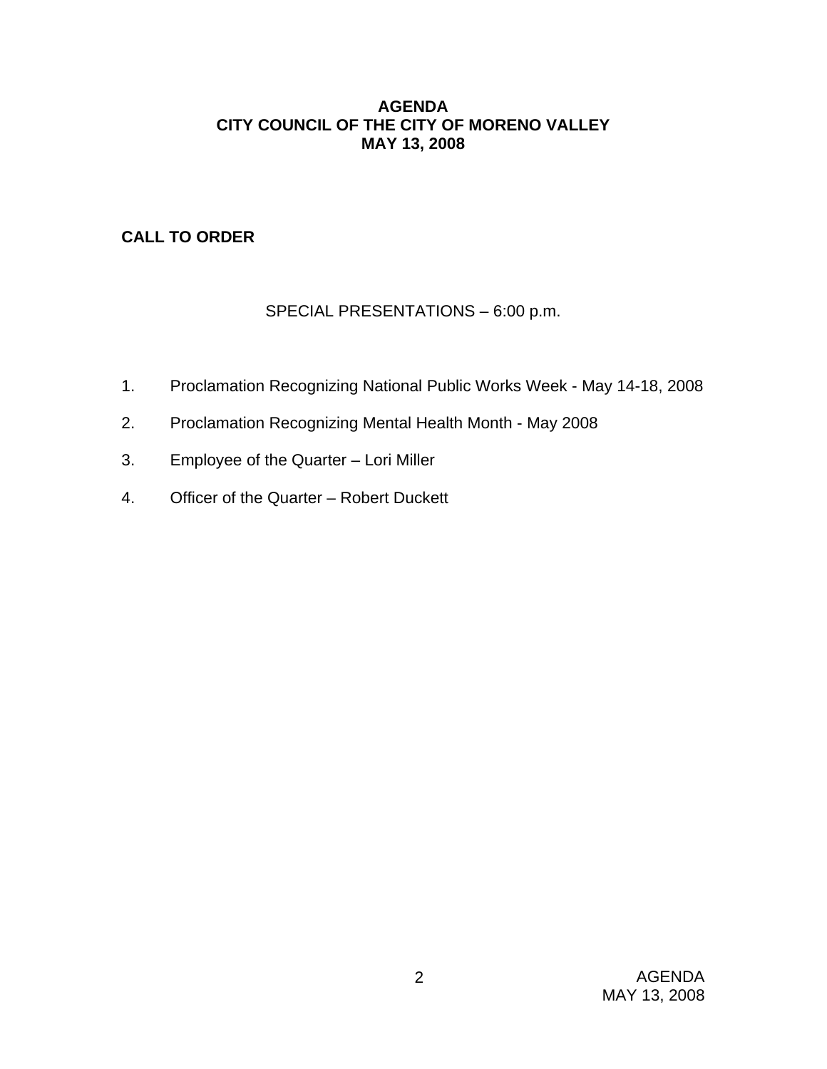**AGENDA**
**CITY COUNCIL OF THE CITY OF MORENO VALLEY**
**MAY 13, 2008**

## CALL TO ORDER

SPECIAL PRESENTATIONS – 6:00 p.m.

1. Proclamation Recognizing National Public Works Week - May 14-18, 2008
2. Proclamation Recognizing Mental Health Month - May 2008
3. Employee of the Quarter – Lori Miller
4. Officer of the Quarter – Robert Duckett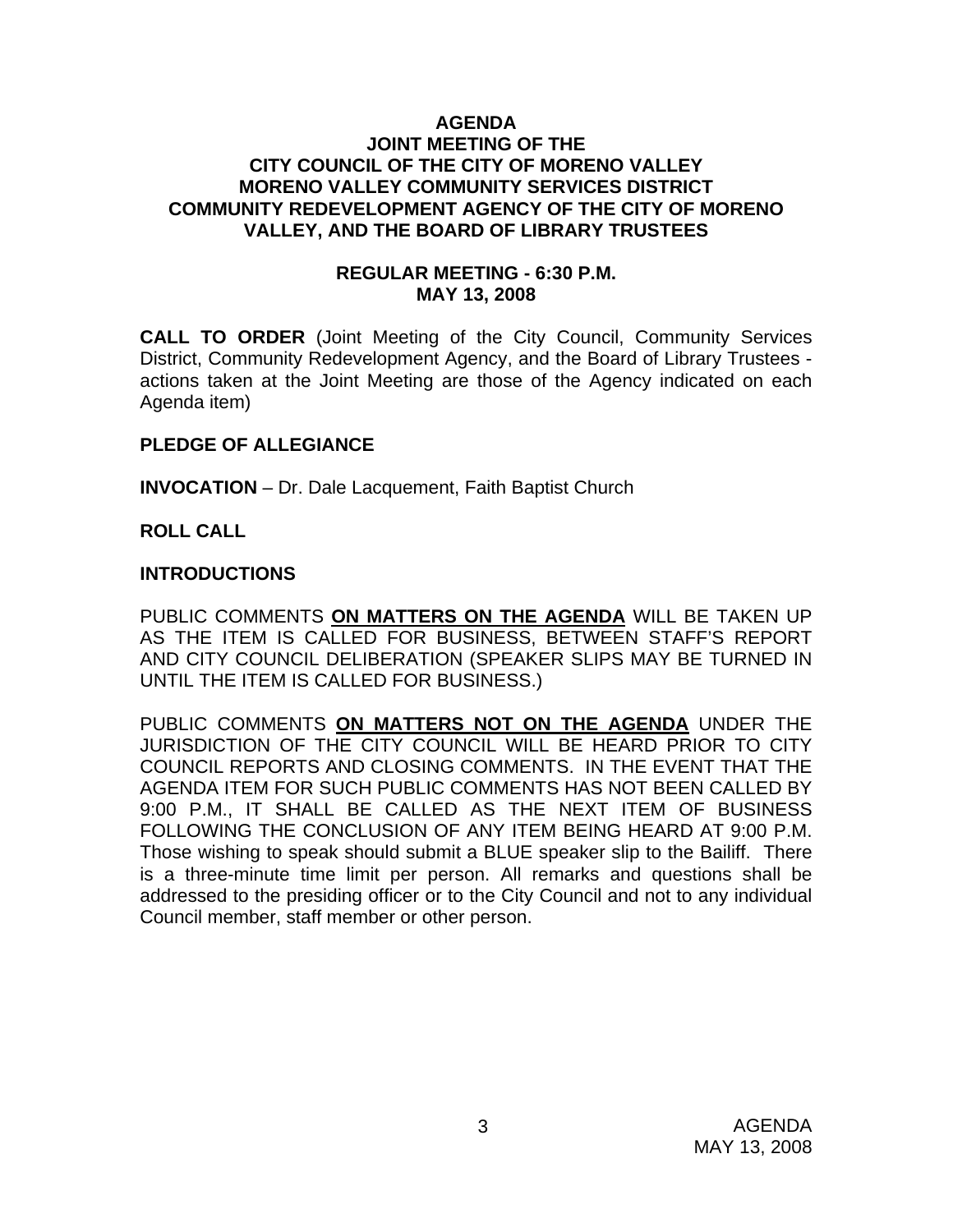# AGENDA
## JOINT MEETING OF THE CITY COUNCIL OF THE CITY OF MORENO VALLEY MORENO VALLEY COMMUNITY SERVICES DISTRICT COMMUNITY REDEVELOPMENT AGENCY OF THE CITY OF MORENO VALLEY, AND THE BOARD OF LIBRARY TRUSTEES

### REGULAR MEETING - 6:30 P.M.
### MAY 13, 2008

**CALL TO ORDER** (Joint Meeting of the City Council, Community Services District, Community Redevelopment Agency, and the Board of Library Trustees - actions taken at the Joint Meeting are those of the Agency indicated on each Agenda item)

**PLEDGE OF ALLEGIANCE**

**INVOCATION** – Dr. Dale Lacquement, Faith Baptist Church

**ROLL CALL**

**INTRODUCTIONS**

PUBLIC COMMENTS **ON MATTERS ON THE AGENDA** WILL BE TAKEN UP AS THE ITEM IS CALLED FOR BUSINESS, BETWEEN STAFF'S REPORT AND CITY COUNCIL DELIBERATION (SPEAKER SLIPS MAY BE TURNED IN UNTIL THE ITEM IS CALLED FOR BUSINESS.)

PUBLIC COMMENTS **ON MATTERS NOT ON THE AGENDA** UNDER THE JURISDICTION OF THE CITY COUNCIL WILL BE HEARD PRIOR TO CITY COUNCIL REPORTS AND CLOSING COMMENTS. IN THE EVENT THAT THE AGENDA ITEM FOR SUCH PUBLIC COMMENTS HAS NOT BEEN CALLED BY 9:00 P.M., IT SHALL BE CALLED AS THE NEXT ITEM OF BUSINESS FOLLOWING THE CONCLUSION OF ANY ITEM BEING HEARD AT 9:00 P.M. Those wishing to speak should submit a BLUE speaker slip to the Bailiff. There is a three-minute time limit per person. All remarks and questions shall be addressed to the presiding officer or to the City Council and not to any individual Council member, staff member or other person.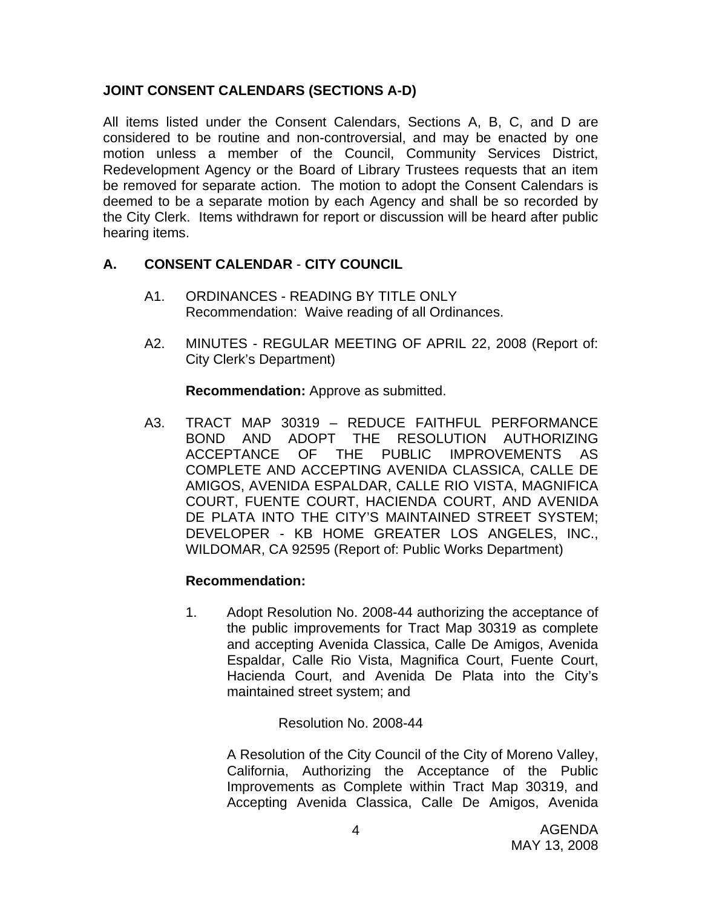## JOINT CONSENT CALENDARS (SECTIONS A-D)

All items listed under the Consent Calendars, Sections A, B, C, and D are considered to be routine and non-controversial, and may be enacted by one motion unless a member of the Council, Community Services District, Redevelopment Agency or the Board of Library Trustees requests that an item be removed for separate action. The motion to adopt the Consent Calendars is deemed to be a separate motion by each Agency and shall be so recorded by the City Clerk. Items withdrawn for report or discussion will be heard after public hearing items.

## A. CONSENT CALENDAR - CITY COUNCIL

A1. ORDINANCES - READING BY TITLE ONLY
Recommendation: Waive reading of all Ordinances.

A2. MINUTES - REGULAR MEETING OF APRIL 22, 2008 (Report of: City Clerk's Department)

**Recommendation:** Approve as submitted.

A3. TRACT MAP 30319 – REDUCE FAITHFUL PERFORMANCE BOND AND ADOPT THE RESOLUTION AUTHORIZING ACCEPTANCE OF THE PUBLIC IMPROVEMENTS AS COMPLETE AND ACCEPTING AVENIDA CLASSICA, CALLE DE AMIGOS, AVENIDA ESPALDAR, CALLE RIO VISTA, MAGNIFICA COURT, FUENTE COURT, HACIENDA COURT, AND AVENIDA DE PLATA INTO THE CITY'S MAINTAINED STREET SYSTEM; DEVELOPER - KB HOME GREATER LOS ANGELES, INC., WILDOMAR, CA 92595 (Report of: Public Works Department)

**Recommendation:**

1. Adopt Resolution No. 2008-44 authorizing the acceptance of the public improvements for Tract Map 30319 as complete and accepting Avenida Classica, Calle De Amigos, Avenida Espaldar, Calle Rio Vista, Magnifica Court, Fuente Court, Hacienda Court, and Avenida De Plata into the City's maintained street system; and

   Resolution No. 2008-44

   A Resolution of the City Council of the City of Moreno Valley, California, Authorizing the Acceptance of the Public Improvements as Complete within Tract Map 30319, and Accepting Avenida Classica, Calle De Amigos, Avenida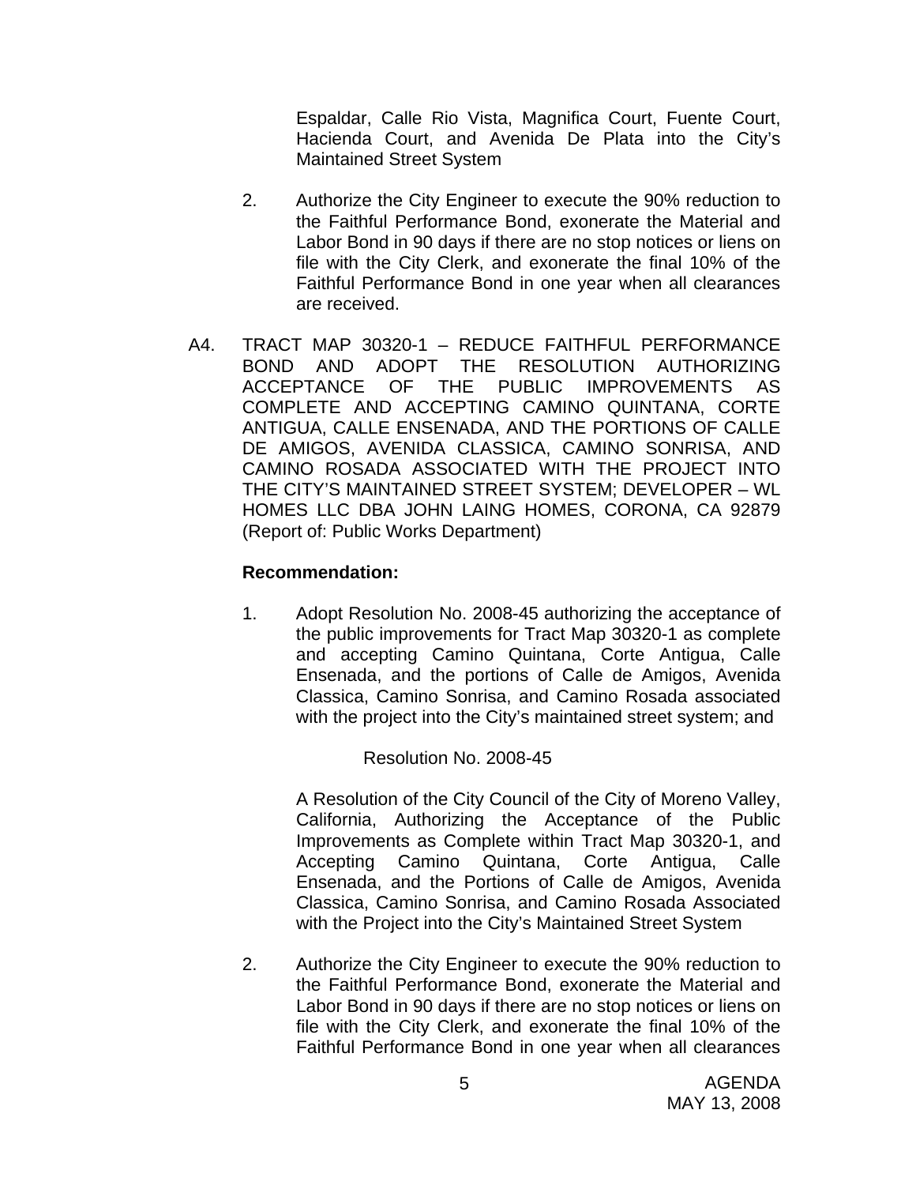Espaldar, Calle Rio Vista, Magnifica Court, Fuente Court, Hacienda Court, and Avenida De Plata into the City's Maintained Street System

2. Authorize the City Engineer to execute the 90% reduction to the Faithful Performance Bond, exonerate the Material and Labor Bond in 90 days if there are no stop notices or liens on file with the City Clerk, and exonerate the final 10% of the Faithful Performance Bond in one year when all clearances are received.

A4. TRACT MAP 30320-1 – REDUCE FAITHFUL PERFORMANCE BOND AND ADOPT THE RESOLUTION AUTHORIZING ACCEPTANCE OF THE PUBLIC IMPROVEMENTS AS COMPLETE AND ACCEPTING CAMINO QUINTANA, CORTE ANTIGUA, CALLE ENSENADA, AND THE PORTIONS OF CALLE DE AMIGOS, AVENIDA CLASSICA, CAMINO SONRISA, AND CAMINO ROSADA ASSOCIATED WITH THE PROJECT INTO THE CITY'S MAINTAINED STREET SYSTEM; DEVELOPER – WL HOMES LLC DBA JOHN LAING HOMES, CORONA, CA 92879 (Report of: Public Works Department)

**Recommendation:**

1. Adopt Resolution No. 2008-45 authorizing the acceptance of the public improvements for Tract Map 30320-1 as complete and accepting Camino Quintana, Corte Antigua, Calle Ensenada, and the portions of Calle de Amigos, Avenida Classica, Camino Sonrisa, and Camino Rosada associated with the project into the City's maintained street system; and

   Resolution No. 2008-45

   A Resolution of the City Council of the City of Moreno Valley, California, Authorizing the Acceptance of the Public Improvements as Complete within Tract Map 30320-1, and Accepting Camino Quintana, Corte Antigua, Calle Ensenada, and the Portions of Calle de Amigos, Avenida Classica, Camino Sonrisa, and Camino Rosada Associated with the Project into the City's Maintained Street System

2. Authorize the City Engineer to execute the 90% reduction to the Faithful Performance Bond, exonerate the Material and Labor Bond in 90 days if there are no stop notices or liens on file with the City Clerk, and exonerate the final 10% of the Faithful Performance Bond in one year when all clearances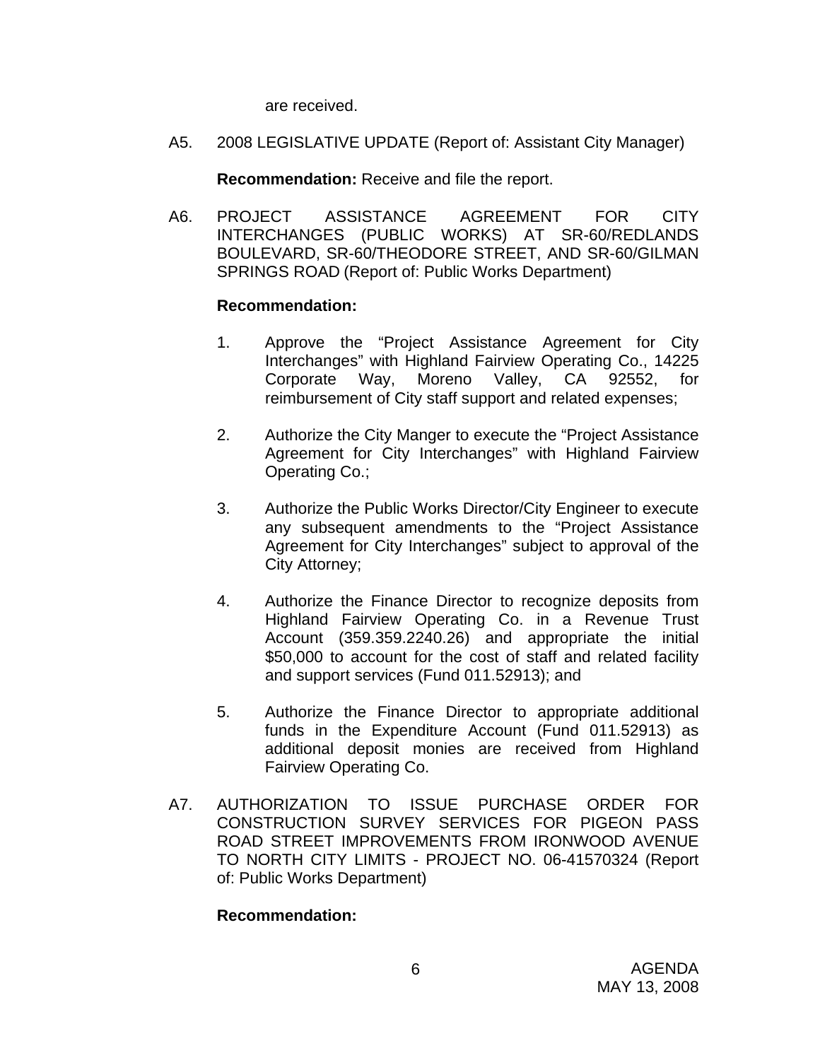are received.

A5. 2008 LEGISLATIVE UPDATE (Report of: Assistant City Manager)

**Recommendation:** Receive and file the report.

A6. PROJECT ASSISTANCE AGREEMENT FOR CITY INTERCHANGES (PUBLIC WORKS) AT SR-60/REDLANDS BOULEVARD, SR-60/THEODORE STREET, AND SR-60/GILMAN SPRINGS ROAD (Report of: Public Works Department)

**Recommendation:**

1. Approve the "Project Assistance Agreement for City Interchanges" with Highland Fairview Operating Co., 14225 Corporate Way, Moreno Valley, CA 92552, for reimbursement of City staff support and related expenses;

2. Authorize the City Manger to execute the "Project Assistance Agreement for City Interchanges" with Highland Fairview Operating Co.;

3. Authorize the Public Works Director/City Engineer to execute any subsequent amendments to the "Project Assistance Agreement for City Interchanges" subject to approval of the City Attorney;

4. Authorize the Finance Director to recognize deposits from Highland Fairview Operating Co. in a Revenue Trust Account (359.359.2240.26) and appropriate the initial $50,000 to account for the cost of staff and related facility and support services (Fund 011.52913); and

5. Authorize the Finance Director to appropriate additional funds in the Expenditure Account (Fund 011.52913) as additional deposit monies are received from Highland Fairview Operating Co.

A7. AUTHORIZATION TO ISSUE PURCHASE ORDER FOR CONSTRUCTION SURVEY SERVICES FOR PIGEON PASS ROAD STREET IMPROVEMENTS FROM IRONWOOD AVENUE TO NORTH CITY LIMITS - PROJECT NO. 06-41570324 (Report of: Public Works Department)

**Recommendation:**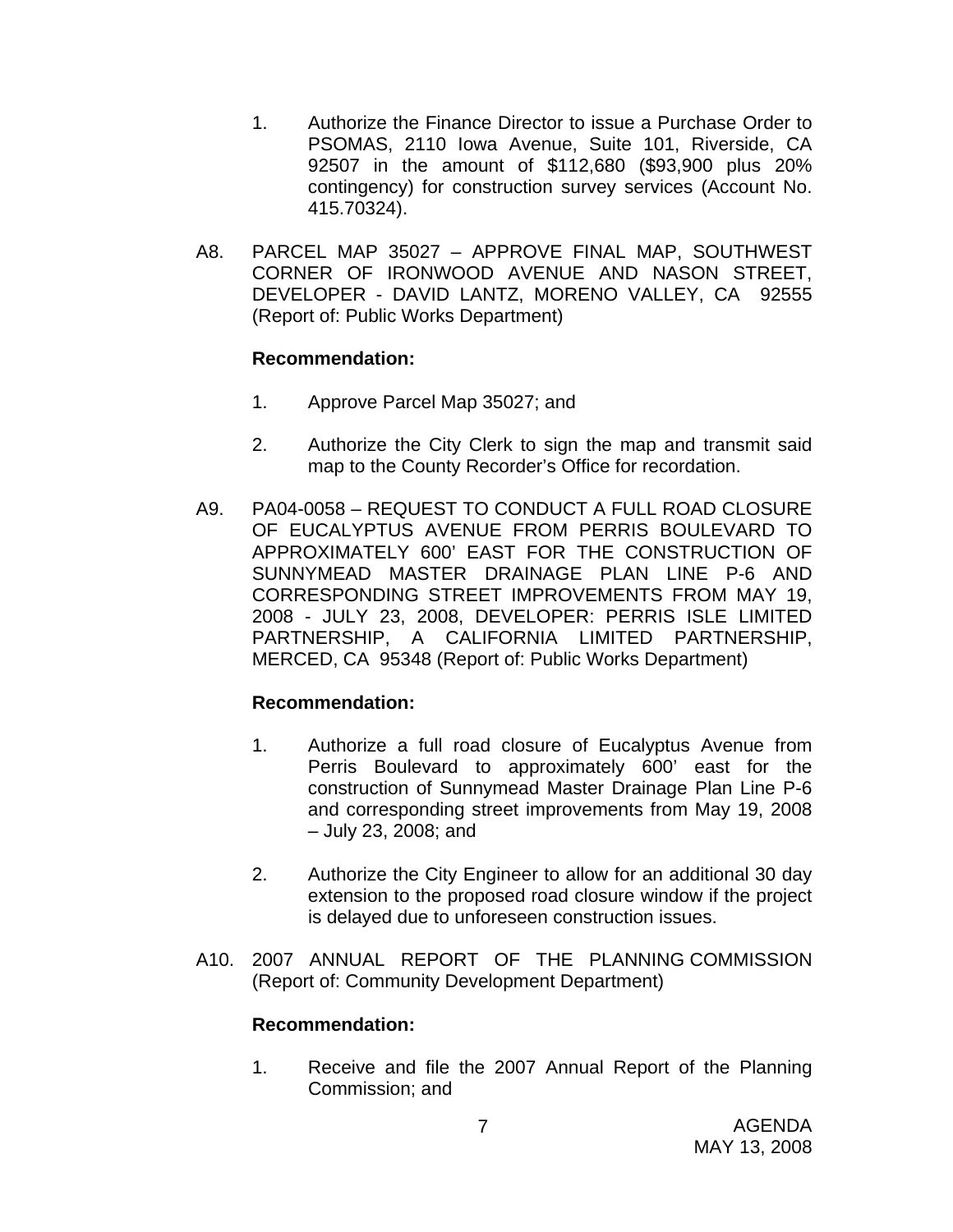1. Authorize the Finance Director to issue a Purchase Order to PSOMAS, 2110 Iowa Avenue, Suite 101, Riverside, CA 92507 in the amount of $112,680 ($93,900 plus 20% contingency) for construction survey services (Account No. 415.70324).

A8. PARCEL MAP 35027 – APPROVE FINAL MAP, SOUTHWEST CORNER OF IRONWOOD AVENUE AND NASON STREET, DEVELOPER - DAVID LANTZ, MORENO VALLEY, CA 92555 (Report of: Public Works Department)

**Recommendation:**

1. Approve Parcel Map 35027; and

2. Authorize the City Clerk to sign the map and transmit said map to the County Recorder's Office for recordation.

A9. PA04-0058 – REQUEST TO CONDUCT A FULL ROAD CLOSURE OF EUCALYPTUS AVENUE FROM PERRIS BOULEVARD TO APPROXIMATELY 600' EAST FOR THE CONSTRUCTION OF SUNNYMEAD MASTER DRAINAGE PLAN LINE P-6 AND CORRESPONDING STREET IMPROVEMENTS FROM MAY 19, 2008 - JULY 23, 2008, DEVELOPER: PERRIS ISLE LIMITED PARTNERSHIP, A CALIFORNIA LIMITED PARTNERSHIP, MERCED, CA 95348 (Report of: Public Works Department)

**Recommendation:**

1. Authorize a full road closure of Eucalyptus Avenue from Perris Boulevard to approximately 600' east for the construction of Sunnymead Master Drainage Plan Line P-6 and corresponding street improvements from May 19, 2008 – July 23, 2008; and

2. Authorize the City Engineer to allow for an additional 30 day extension to the proposed road closure window if the project is delayed due to unforeseen construction issues.

A10. 2007 ANNUAL REPORT OF THE PLANNING COMMISSION (Report of: Community Development Department)

**Recommendation:**

1. Receive and file the 2007 Annual Report of the Planning Commission; and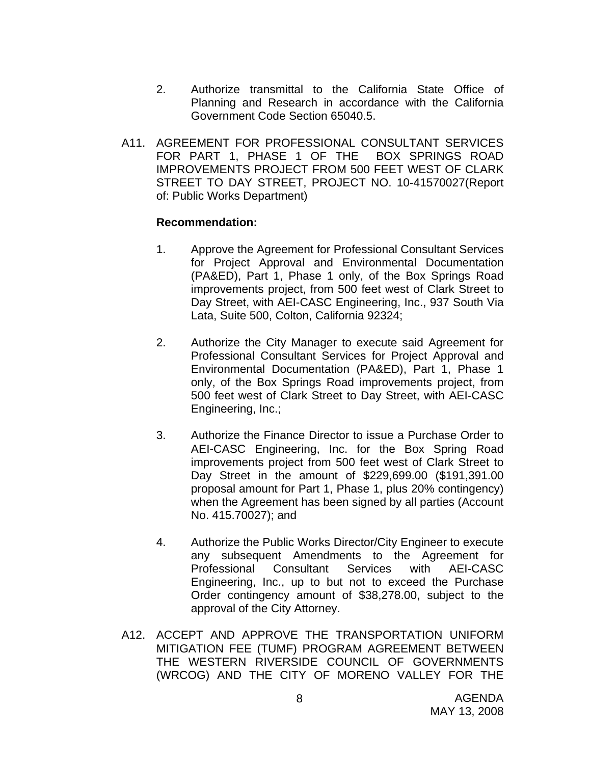2. Authorize transmittal to the California State Office of Planning and Research in accordance with the California Government Code Section 65040.5.

A11. AGREEMENT FOR PROFESSIONAL CONSULTANT SERVICES FOR PART 1, PHASE 1 OF THE BOX SPRINGS ROAD IMPROVEMENTS PROJECT FROM 500 FEET WEST OF CLARK STREET TO DAY STREET, PROJECT NO. 10-41570027(Report of: Public Works Department)

**Recommendation:**

1. Approve the Agreement for Professional Consultant Services for Project Approval and Environmental Documentation (PA&ED), Part 1, Phase 1 only, of the Box Springs Road improvements project, from 500 feet west of Clark Street to Day Street, with AEI-CASC Engineering, Inc., 937 South Via Lata, Suite 500, Colton, California 92324;

2. Authorize the City Manager to execute said Agreement for Professional Consultant Services for Project Approval and Environmental Documentation (PA&ED), Part 1, Phase 1 only, of the Box Springs Road improvements project, from 500 feet west of Clark Street to Day Street, with AEI-CASC Engineering, Inc.;

3. Authorize the Finance Director to issue a Purchase Order to AEI-CASC Engineering, Inc. for the Box Spring Road improvements project from 500 feet west of Clark Street to Day Street in the amount of $229,699.00 ($191,391.00 proposal amount for Part 1, Phase 1, plus 20% contingency) when the Agreement has been signed by all parties (Account No. 415.70027); and

4. Authorize the Public Works Director/City Engineer to execute any subsequent Amendments to the Agreement for Professional Consultant Services with AEI-CASC Engineering, Inc., up to but not to exceed the Purchase Order contingency amount of $38,278.00, subject to the approval of the City Attorney.

A12. ACCEPT AND APPROVE THE TRANSPORTATION UNIFORM MITIGATION FEE (TUMF) PROGRAM AGREEMENT BETWEEN THE WESTERN RIVERSIDE COUNCIL OF GOVERNMENTS (WRCOG) AND THE CITY OF MORENO VALLEY FOR THE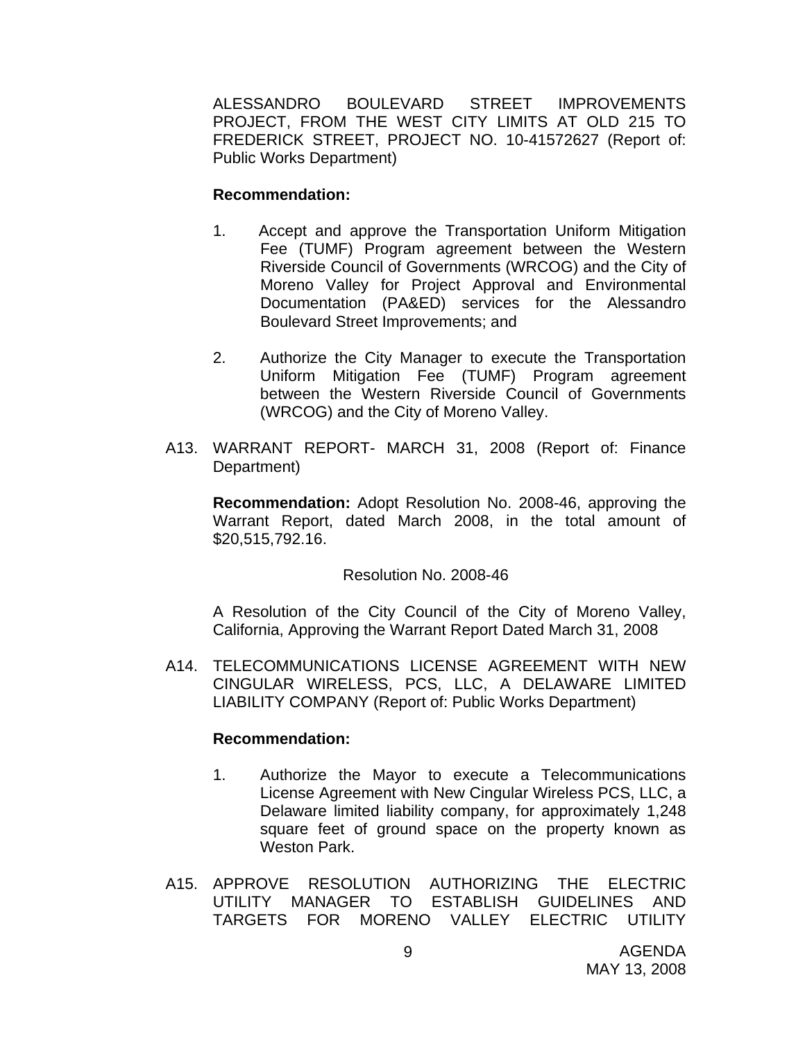ALESSANDRO BOULEVARD STREET IMPROVEMENTS PROJECT, FROM THE WEST CITY LIMITS AT OLD 215 TO FREDERICK STREET, PROJECT NO. 10-41572627 (Report of: Public Works Department)

**Recommendation:**

1. Accept and approve the Transportation Uniform Mitigation Fee (TUMF) Program agreement between the Western Riverside Council of Governments (WRCOG) and the City of Moreno Valley for Project Approval and Environmental Documentation (PA&ED) services for the Alessandro Boulevard Street Improvements; and

2. Authorize the City Manager to execute the Transportation Uniform Mitigation Fee (TUMF) Program agreement between the Western Riverside Council of Governments (WRCOG) and the City of Moreno Valley.

A13. WARRANT REPORT- MARCH 31, 2008 (Report of: Finance Department)

**Recommendation:** Adopt Resolution No. 2008-46, approving the Warrant Report, dated March 2008, in the total amount of $20,515,792.16.

Resolution No. 2008-46

A Resolution of the City Council of the City of Moreno Valley, California, Approving the Warrant Report Dated March 31, 2008

A14. TELECOMMUNICATIONS LICENSE AGREEMENT WITH NEW CINGULAR WIRELESS, PCS, LLC, A DELAWARE LIMITED LIABILITY COMPANY (Report of: Public Works Department)

**Recommendation:**

1. Authorize the Mayor to execute a Telecommunications License Agreement with New Cingular Wireless PCS, LLC, a Delaware limited liability company, for approximately 1,248 square feet of ground space on the property known as Weston Park.

A15. APPROVE RESOLUTION AUTHORIZING THE ELECTRIC UTILITY MANAGER TO ESTABLISH GUIDELINES AND TARGETS FOR MORENO VALLEY ELECTRIC UTILITY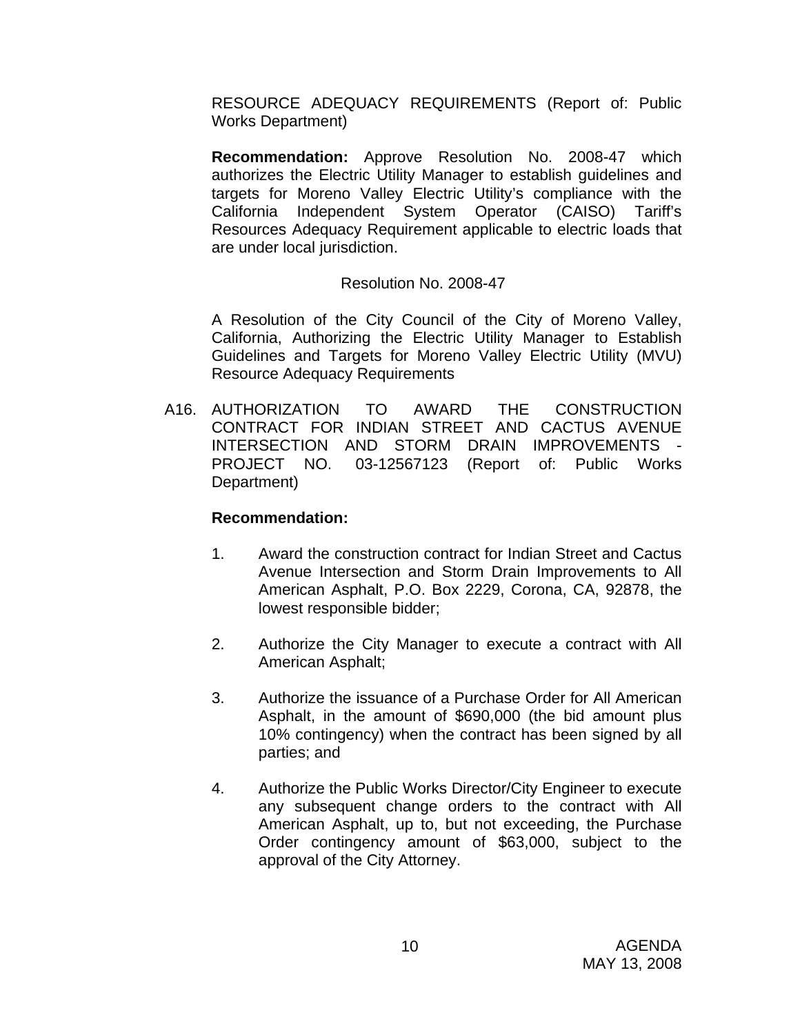RESOURCE ADEQUACY REQUIREMENTS (Report of: Public Works Department)

**Recommendation:** Approve Resolution No. 2008-47 which authorizes the Electric Utility Manager to establish guidelines and targets for Moreno Valley Electric Utility's compliance with the California Independent System Operator (CAISO) Tariff's Resources Adequacy Requirement applicable to electric loads that are under local jurisdiction.

Resolution No. 2008-47

A Resolution of the City Council of the City of Moreno Valley, California, Authorizing the Electric Utility Manager to Establish Guidelines and Targets for Moreno Valley Electric Utility (MVU) Resource Adequacy Requirements

A16. AUTHORIZATION TO AWARD THE CONSTRUCTION CONTRACT FOR INDIAN STREET AND CACTUS AVENUE INTERSECTION AND STORM DRAIN IMPROVEMENTS - PROJECT NO. 03-12567123 (Report of: Public Works Department)

**Recommendation:**

1. Award the construction contract for Indian Street and Cactus Avenue Intersection and Storm Drain Improvements to All American Asphalt, P.O. Box 2229, Corona, CA, 92878, the lowest responsible bidder;

2. Authorize the City Manager to execute a contract with All American Asphalt;

3. Authorize the issuance of a Purchase Order for All American Asphalt, in the amount of $690,000 (the bid amount plus 10% contingency) when the contract has been signed by all parties; and

4. Authorize the Public Works Director/City Engineer to execute any subsequent change orders to the contract with All American Asphalt, up to, but not exceeding, the Purchase Order contingency amount of $63,000, subject to the approval of the City Attorney.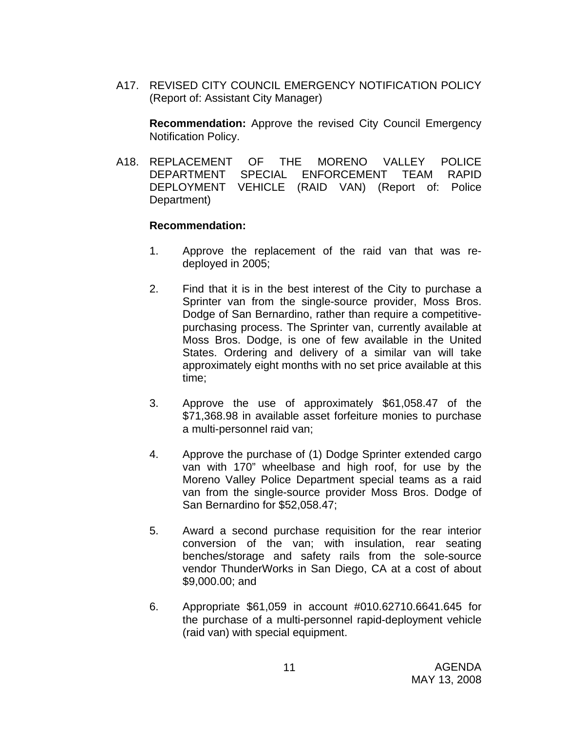A17. REVISED CITY COUNCIL EMERGENCY NOTIFICATION POLICY (Report of: Assistant City Manager)

**Recommendation:** Approve the revised City Council Emergency Notification Policy.

A18. REPLACEMENT OF THE MORENO VALLEY POLICE DEPARTMENT SPECIAL ENFORCEMENT TEAM RAPID DEPLOYMENT VEHICLE (RAID VAN) (Report of: Police Department)

**Recommendation:**

1. Approve the replacement of the raid van that was re-deployed in 2005;

2. Find that it is in the best interest of the City to purchase a Sprinter van from the single-source provider, Moss Bros. Dodge of San Bernardino, rather than require a competitive-purchasing process. The Sprinter van, currently available at Moss Bros. Dodge, is one of few available in the United States. Ordering and delivery of a similar van will take approximately eight months with no set price available at this time;

3. Approve the use of approximately $61,058.47 of the $71,368.98 in available asset forfeiture monies to purchase a multi-personnel raid van;

4. Approve the purchase of (1) Dodge Sprinter extended cargo van with 170" wheelbase and high roof, for use by the Moreno Valley Police Department special teams as a raid van from the single-source provider Moss Bros. Dodge of San Bernardino for $52,058.47;

5. Award a second purchase requisition for the rear interior conversion of the van; with insulation, rear seating benches/storage and safety rails from the sole-source vendor ThunderWorks in San Diego, CA at a cost of about $9,000.00; and

6. Appropriate $61,059 in account #010.62710.6641.645 for the purchase of a multi-personnel rapid-deployment vehicle (raid van) with special equipment.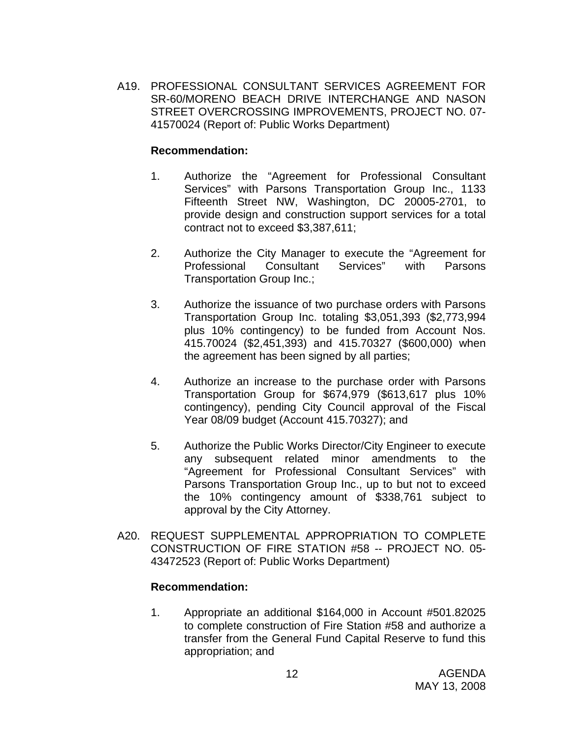A19. PROFESSIONAL CONSULTANT SERVICES AGREEMENT FOR SR-60/MORENO BEACH DRIVE INTERCHANGE AND NASON STREET OVERCROSSING IMPROVEMENTS, PROJECT NO. 07-41570024 (Report of: Public Works Department)

**Recommendation:**

1. Authorize the "Agreement for Professional Consultant Services" with Parsons Transportation Group Inc., 1133 Fifteenth Street NW, Washington, DC 20005-2701, to provide design and construction support services for a total contract not to exceed $3,387,611;

2. Authorize the City Manager to execute the "Agreement for Professional Consultant Services" with Parsons Transportation Group Inc.;

3. Authorize the issuance of two purchase orders with Parsons Transportation Group Inc. totaling $3,051,393 ($2,773,994 plus 10% contingency) to be funded from Account Nos. 415.70024 ($2,451,393) and 415.70327 ($600,000) when the agreement has been signed by all parties;

4. Authorize an increase to the purchase order with Parsons Transportation Group for $674,979 ($613,617 plus 10% contingency), pending City Council approval of the Fiscal Year 08/09 budget (Account 415.70327); and

5. Authorize the Public Works Director/City Engineer to execute any subsequent related minor amendments to the "Agreement for Professional Consultant Services" with Parsons Transportation Group Inc., up to but not to exceed the 10% contingency amount of $338,761 subject to approval by the City Attorney.

A20. REQUEST SUPPLEMENTAL APPROPRIATION TO COMPLETE CONSTRUCTION OF FIRE STATION #58 -- PROJECT NO. 05-43472523 (Report of: Public Works Department)

**Recommendation:**

1. Appropriate an additional $164,000 in Account #501.82025 to complete construction of Fire Station #58 and authorize a transfer from the General Fund Capital Reserve to fund this appropriation; and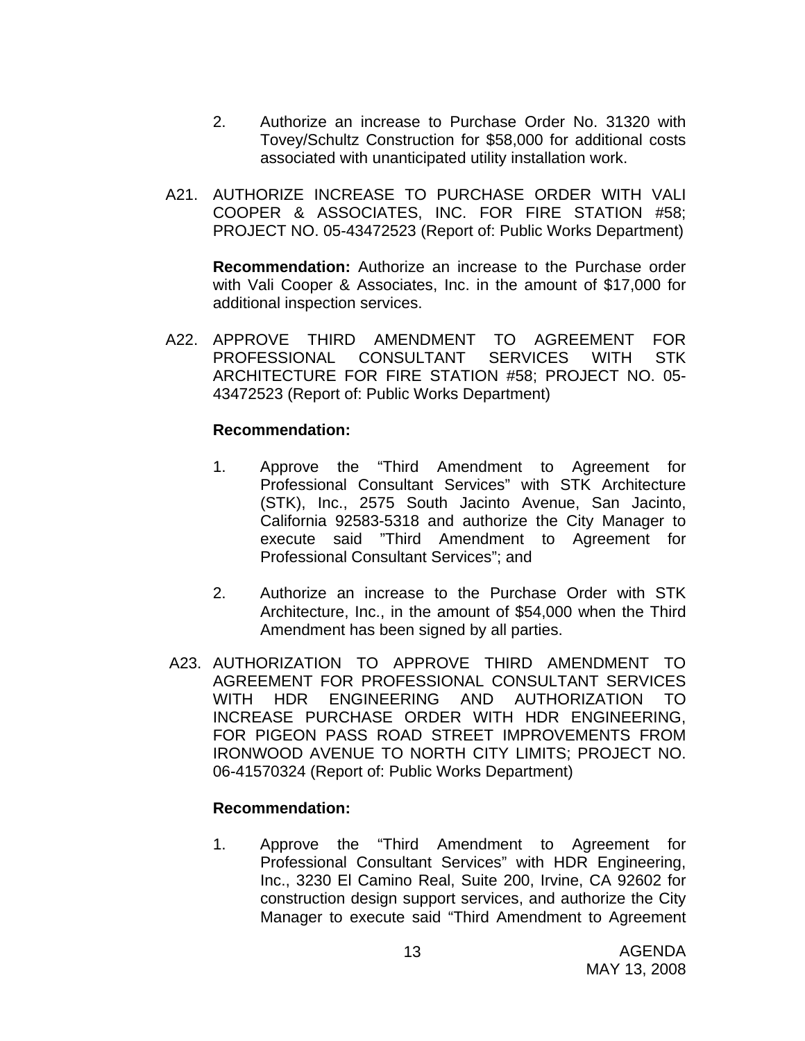2. Authorize an increase to Purchase Order No. 31320 with Tovey/Schultz Construction for $58,000 for additional costs associated with unanticipated utility installation work.

A21. AUTHORIZE INCREASE TO PURCHASE ORDER WITH VALI COOPER & ASSOCIATES, INC. FOR FIRE STATION #58; PROJECT NO. 05-43472523 (Report of: Public Works Department)

**Recommendation:** Authorize an increase to the Purchase order with Vali Cooper & Associates, Inc. in the amount of $17,000 for additional inspection services.

A22. APPROVE THIRD AMENDMENT TO AGREEMENT FOR PROFESSIONAL CONSULTANT SERVICES WITH STK ARCHITECTURE FOR FIRE STATION #58; PROJECT NO. 05-43472523 (Report of: Public Works Department)

**Recommendation:**

1. Approve the "Third Amendment to Agreement for Professional Consultant Services" with STK Architecture (STK), Inc., 2575 South Jacinto Avenue, San Jacinto, California 92583-5318 and authorize the City Manager to execute said "Third Amendment to Agreement for Professional Consultant Services"; and

2. Authorize an increase to the Purchase Order with STK Architecture, Inc., in the amount of $54,000 when the Third Amendment has been signed by all parties.

A23. AUTHORIZATION TO APPROVE THIRD AMENDMENT TO AGREEMENT FOR PROFESSIONAL CONSULTANT SERVICES WITH HDR ENGINEERING AND AUTHORIZATION TO INCREASE PURCHASE ORDER WITH HDR ENGINEERING, FOR PIGEON PASS ROAD STREET IMPROVEMENTS FROM IRONWOOD AVENUE TO NORTH CITY LIMITS; PROJECT NO. 06-41570324 (Report of: Public Works Department)

**Recommendation:**

1. Approve the "Third Amendment to Agreement for Professional Consultant Services" with HDR Engineering, Inc., 3230 El Camino Real, Suite 200, Irvine, CA 92602 for construction design support services, and authorize the City Manager to execute said "Third Amendment to Agreement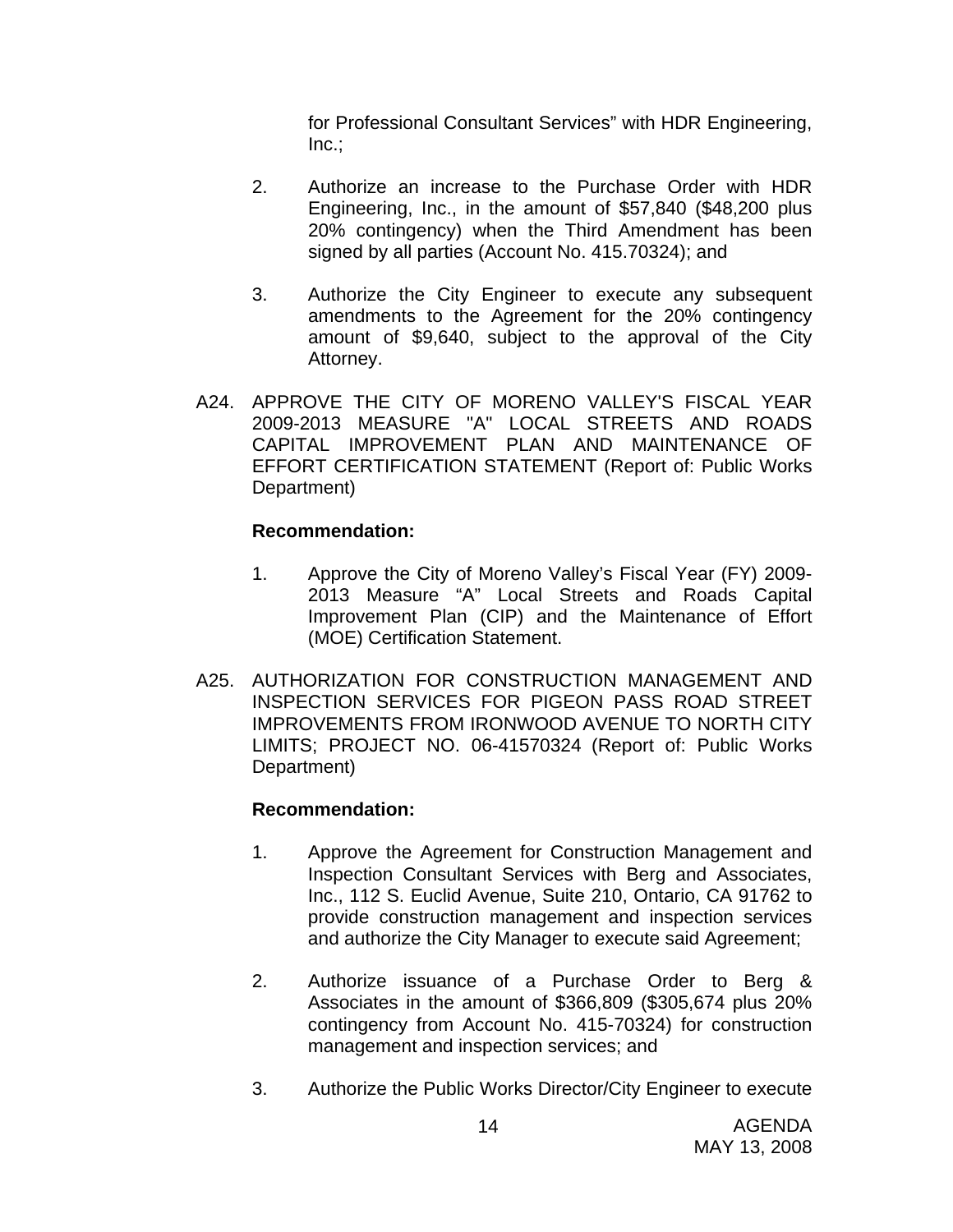for Professional Consultant Services" with HDR Engineering, Inc.;

2. Authorize an increase to the Purchase Order with HDR Engineering, Inc., in the amount of $57,840 ($48,200 plus 20% contingency) when the Third Amendment has been signed by all parties (Account No. 415.70324); and

3. Authorize the City Engineer to execute any subsequent amendments to the Agreement for the 20% contingency amount of $9,640, subject to the approval of the City Attorney.

A24. APPROVE THE CITY OF MORENO VALLEY'S FISCAL YEAR 2009-2013 MEASURE "A" LOCAL STREETS AND ROADS CAPITAL IMPROVEMENT PLAN AND MAINTENANCE OF EFFORT CERTIFICATION STATEMENT (Report of: Public Works Department)

**Recommendation:**

1. Approve the City of Moreno Valley's Fiscal Year (FY) 2009-2013 Measure "A" Local Streets and Roads Capital Improvement Plan (CIP) and the Maintenance of Effort (MOE) Certification Statement.

A25. AUTHORIZATION FOR CONSTRUCTION MANAGEMENT AND INSPECTION SERVICES FOR PIGEON PASS ROAD STREET IMPROVEMENTS FROM IRONWOOD AVENUE TO NORTH CITY LIMITS; PROJECT NO. 06-41570324 (Report of: Public Works Department)

**Recommendation:**

1. Approve the Agreement for Construction Management and Inspection Consultant Services with Berg and Associates, Inc., 112 S. Euclid Avenue, Suite 210, Ontario, CA 91762 to provide construction management and inspection services and authorize the City Manager to execute said Agreement;

2. Authorize issuance of a Purchase Order to Berg & Associates in the amount of $366,809 ($305,674 plus 20% contingency from Account No. 415-70324) for construction management and inspection services; and

3. Authorize the Public Works Director/City Engineer to execute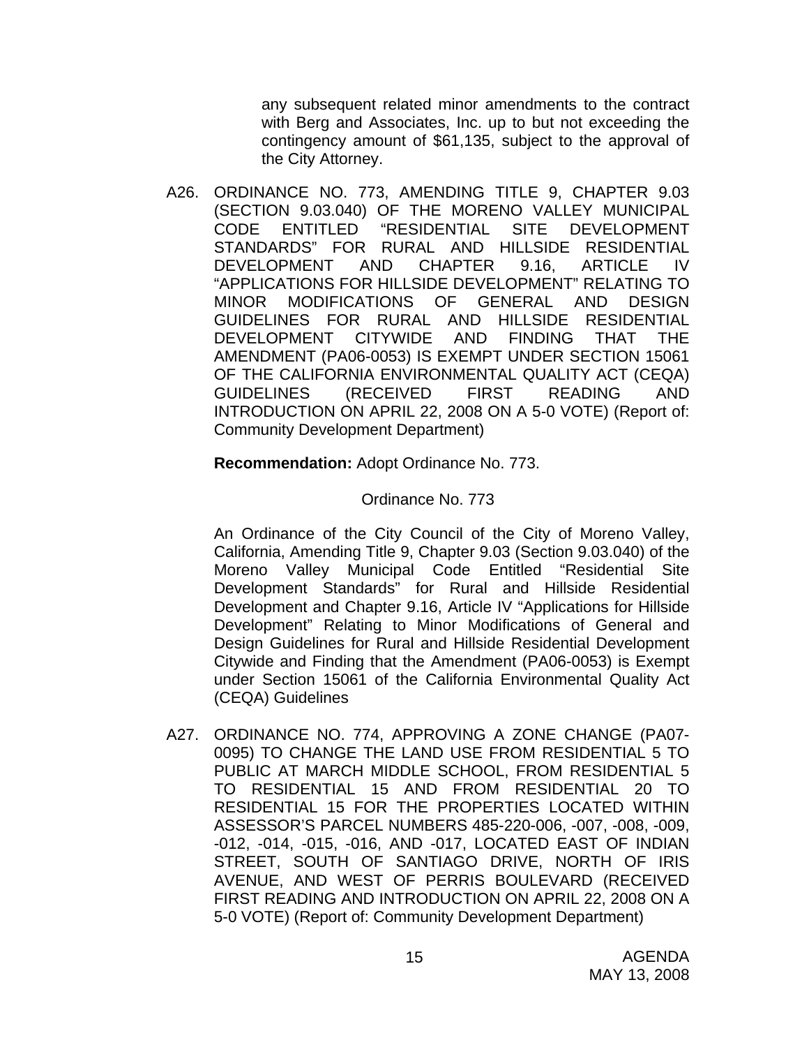any subsequent related minor amendments to the contract with Berg and Associates, Inc. up to but not exceeding the contingency amount of $61,135, subject to the approval of the City Attorney.

A26. ORDINANCE NO. 773, AMENDING TITLE 9, CHAPTER 9.03 (SECTION 9.03.040) OF THE MORENO VALLEY MUNICIPAL CODE ENTITLED "RESIDENTIAL SITE DEVELOPMENT STANDARDS" FOR RURAL AND HILLSIDE RESIDENTIAL DEVELOPMENT AND CHAPTER 9.16, ARTICLE IV "APPLICATIONS FOR HILLSIDE DEVELOPMENT" RELATING TO MINOR MODIFICATIONS OF GENERAL AND DESIGN GUIDELINES FOR RURAL AND HILLSIDE RESIDENTIAL DEVELOPMENT CITYWIDE AND FINDING THAT THE AMENDMENT (PA06-0053) IS EXEMPT UNDER SECTION 15061 OF THE CALIFORNIA ENVIRONMENTAL QUALITY ACT (CEQA) GUIDELINES (RECEIVED FIRST READING AND INTRODUCTION ON APRIL 22, 2008 ON A 5-0 VOTE) (Report of: Community Development Department)

**Recommendation:** Adopt Ordinance No. 773.

Ordinance No. 773

An Ordinance of the City Council of the City of Moreno Valley, California, Amending Title 9, Chapter 9.03 (Section 9.03.040) of the Moreno Valley Municipal Code Entitled "Residential Site Development Standards" for Rural and Hillside Residential Development and Chapter 9.16, Article IV "Applications for Hillside Development" Relating to Minor Modifications of General and Design Guidelines for Rural and Hillside Residential Development Citywide and Finding that the Amendment (PA06-0053) is Exempt under Section 15061 of the California Environmental Quality Act (CEQA) Guidelines

A27. ORDINANCE NO. 774, APPROVING A ZONE CHANGE (PA07-0095) TO CHANGE THE LAND USE FROM RESIDENTIAL 5 TO PUBLIC AT MARCH MIDDLE SCHOOL, FROM RESIDENTIAL 5 TO RESIDENTIAL 15 AND FROM RESIDENTIAL 20 TO RESIDENTIAL 15 FOR THE PROPERTIES LOCATED WITHIN ASSESSOR'S PARCEL NUMBERS 485-220-006, -007, -008, -009, -012, -014, -015, -016, AND -017, LOCATED EAST OF INDIAN STREET, SOUTH OF SANTIAGO DRIVE, NORTH OF IRIS AVENUE, AND WEST OF PERRIS BOULEVARD (RECEIVED FIRST READING AND INTRODUCTION ON APRIL 22, 2008 ON A 5-0 VOTE) (Report of: Community Development Department)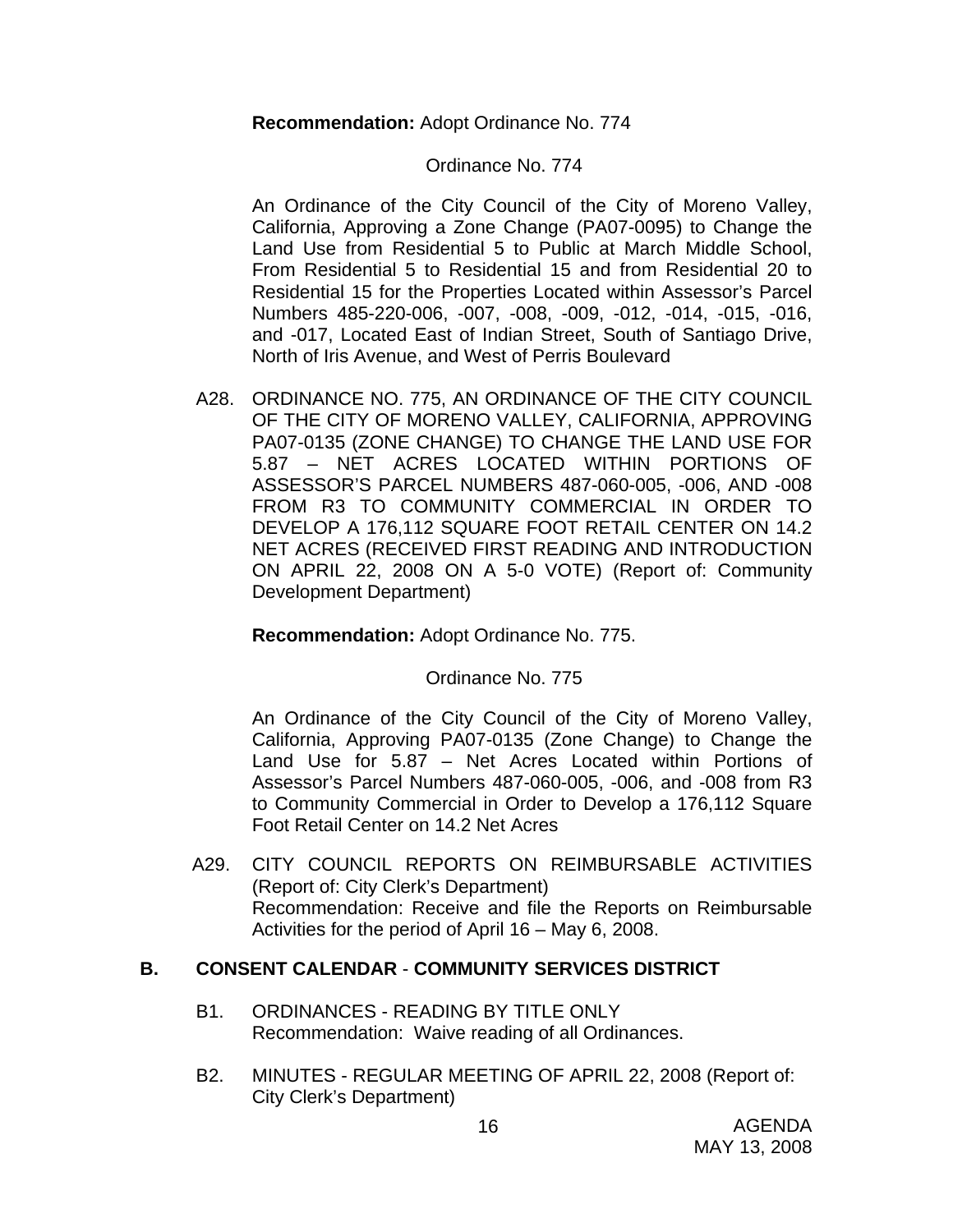**Recommendation:** Adopt Ordinance No. 774

Ordinance No. 774

An Ordinance of the City Council of the City of Moreno Valley, California, Approving a Zone Change (PA07-0095) to Change the Land Use from Residential 5 to Public at March Middle School, From Residential 5 to Residential 15 and from Residential 20 to Residential 15 for the Properties Located within Assessor's Parcel Numbers 485-220-006, -007, -008, -009, -012, -014, -015, -016, and -017, Located East of Indian Street, South of Santiago Drive, North of Iris Avenue, and West of Perris Boulevard

A28. ORDINANCE NO. 775, AN ORDINANCE OF THE CITY COUNCIL OF THE CITY OF MORENO VALLEY, CALIFORNIA, APPROVING PA07-0135 (ZONE CHANGE) TO CHANGE THE LAND USE FOR 5.87 – NET ACRES LOCATED WITHIN PORTIONS OF ASSESSOR'S PARCEL NUMBERS 487-060-005, -006, AND -008 FROM R3 TO COMMUNITY COMMERCIAL IN ORDER TO DEVELOP A 176,112 SQUARE FOOT RETAIL CENTER ON 14.2 NET ACRES (RECEIVED FIRST READING AND INTRODUCTION ON APRIL 22, 2008 ON A 5-0 VOTE) (Report of: Community Development Department)

**Recommendation:** Adopt Ordinance No. 775.

Ordinance No. 775

An Ordinance of the City Council of the City of Moreno Valley, California, Approving PA07-0135 (Zone Change) to Change the Land Use for 5.87 – Net Acres Located within Portions of Assessor's Parcel Numbers 487-060-005, -006, and -008 from R3 to Community Commercial in Order to Develop a 176,112 Square Foot Retail Center on 14.2 Net Acres

A29. CITY COUNCIL REPORTS ON REIMBURSABLE ACTIVITIES (Report of: City Clerk's Department)
Recommendation: Receive and file the Reports on Reimbursable Activities for the period of April 16 – May 6, 2008.

## B. CONSENT CALENDAR - COMMUNITY SERVICES DISTRICT

B1. ORDINANCES - READING BY TITLE ONLY
Recommendation: Waive reading of all Ordinances.

B2. MINUTES - REGULAR MEETING OF APRIL 22, 2008 (Report of: City Clerk's Department)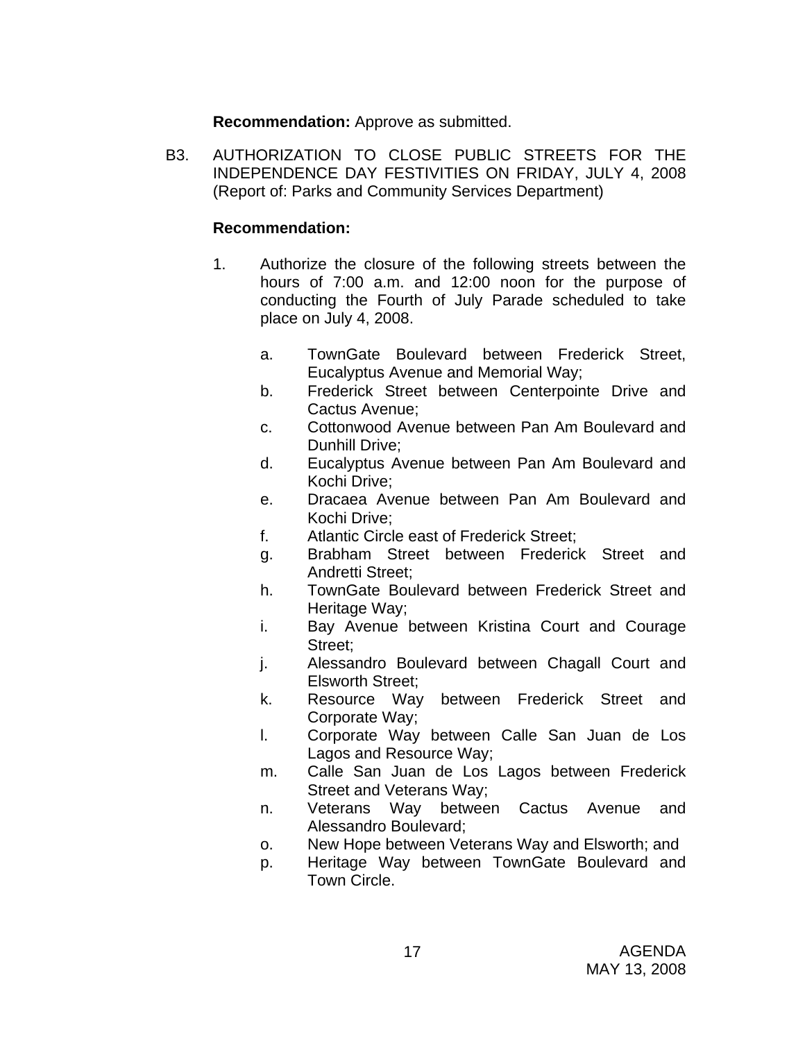**Recommendation:** Approve as submitted.

B3. AUTHORIZATION TO CLOSE PUBLIC STREETS FOR THE INDEPENDENCE DAY FESTIVITIES ON FRIDAY, JULY 4, 2008 (Report of: Parks and Community Services Department)

**Recommendation:**

1. Authorize the closure of the following streets between the hours of 7:00 a.m. and 12:00 noon for the purpose of conducting the Fourth of July Parade scheduled to take place on July 4, 2008.

   a. TownGate Boulevard between Frederick Street, Eucalyptus Avenue and Memorial Way;
   b. Frederick Street between Centerpointe Drive and Cactus Avenue;
   c. Cottonwood Avenue between Pan Am Boulevard and Dunhill Drive;
   d. Eucalyptus Avenue between Pan Am Boulevard and Kochi Drive;
   e. Dracaea Avenue between Pan Am Boulevard and Kochi Drive;
   f. Atlantic Circle east of Frederick Street;
   g. Brabham Street between Frederick Street and Andretti Street;
   h. TownGate Boulevard between Frederick Street and Heritage Way;
   i. Bay Avenue between Kristina Court and Courage Street;
   j. Alessandro Boulevard between Chagall Court and Elsworth Street;
   k. Resource Way between Frederick Street and Corporate Way;
   l. Corporate Way between Calle San Juan de Los Lagos and Resource Way;
   m. Calle San Juan de Los Lagos between Frederick Street and Veterans Way;
   n. Veterans Way between Cactus Avenue and Alessandro Boulevard;
   o. New Hope between Veterans Way and Elsworth; and
   p. Heritage Way between TownGate Boulevard and Town Circle.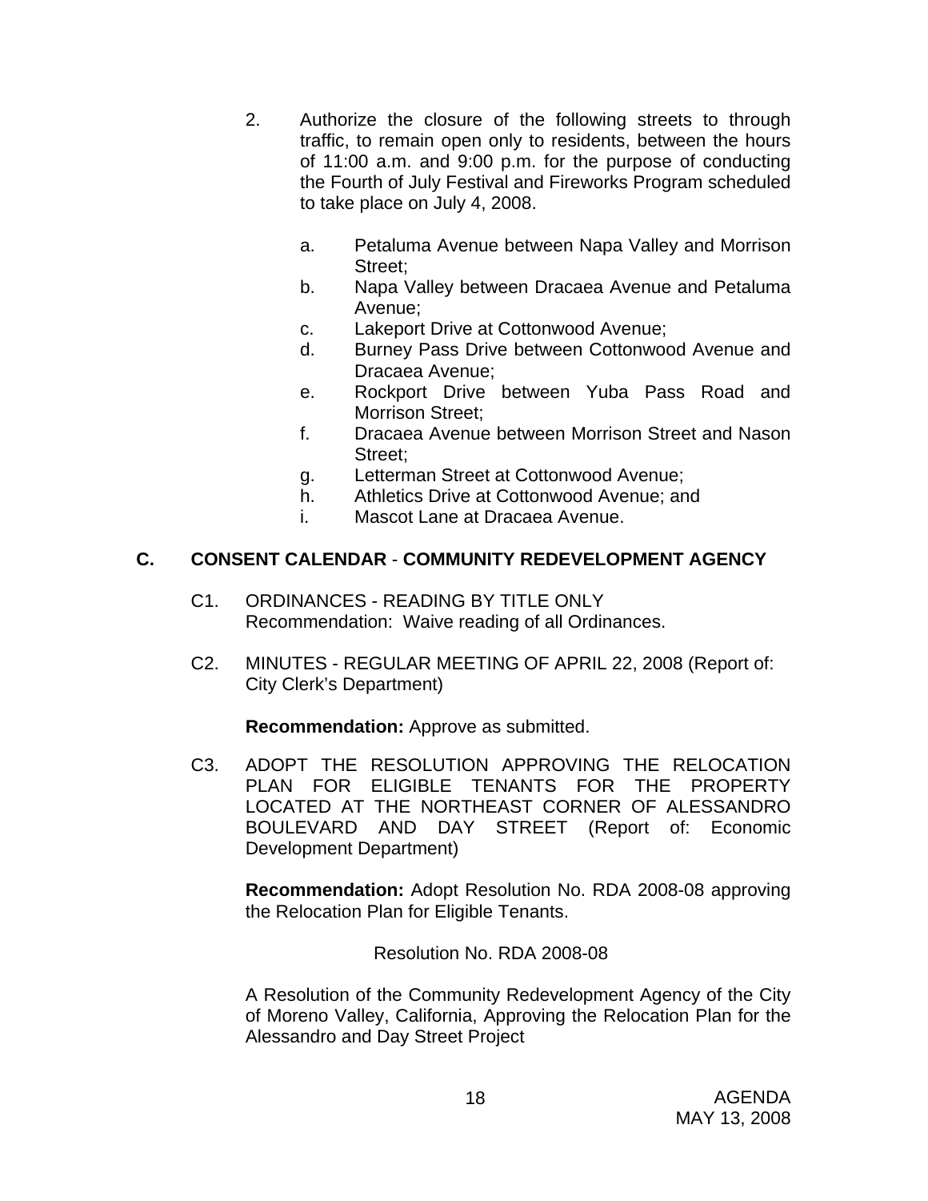2. Authorize the closure of the following streets to through traffic, to remain open only to residents, between the hours of 11:00 a.m. and 9:00 p.m. for the purpose of conducting the Fourth of July Festival and Fireworks Program scheduled to take place on July 4, 2008.

   a. Petaluma Avenue between Napa Valley and Morrison Street;
   b. Napa Valley between Dracaea Avenue and Petaluma Avenue;
   c. Lakeport Drive at Cottonwood Avenue;
   d. Burney Pass Drive between Cottonwood Avenue and Dracaea Avenue;
   e. Rockport Drive between Yuba Pass Road and Morrison Street;
   f. Dracaea Avenue between Morrison Street and Nason Street;
   g. Letterman Street at Cottonwood Avenue;
   h. Athletics Drive at Cottonwood Avenue; and
   i. Mascot Lane at Dracaea Avenue.

## C. CONSENT CALENDAR - COMMUNITY REDEVELOPMENT AGENCY

C1. ORDINANCES - READING BY TITLE ONLY
Recommendation: Waive reading of all Ordinances.

C2. MINUTES - REGULAR MEETING OF APRIL 22, 2008 (Report of: City Clerk's Department)

**Recommendation:** Approve as submitted.

C3. ADOPT THE RESOLUTION APPROVING THE RELOCATION PLAN FOR ELIGIBLE TENANTS FOR THE PROPERTY LOCATED AT THE NORTHEAST CORNER OF ALESSANDRO BOULEVARD AND DAY STREET (Report of: Economic Development Department)

**Recommendation:** Adopt Resolution No. RDA 2008-08 approving the Relocation Plan for Eligible Tenants.

Resolution No. RDA 2008-08

A Resolution of the Community Redevelopment Agency of the City of Moreno Valley, California, Approving the Relocation Plan for the Alessandro and Day Street Project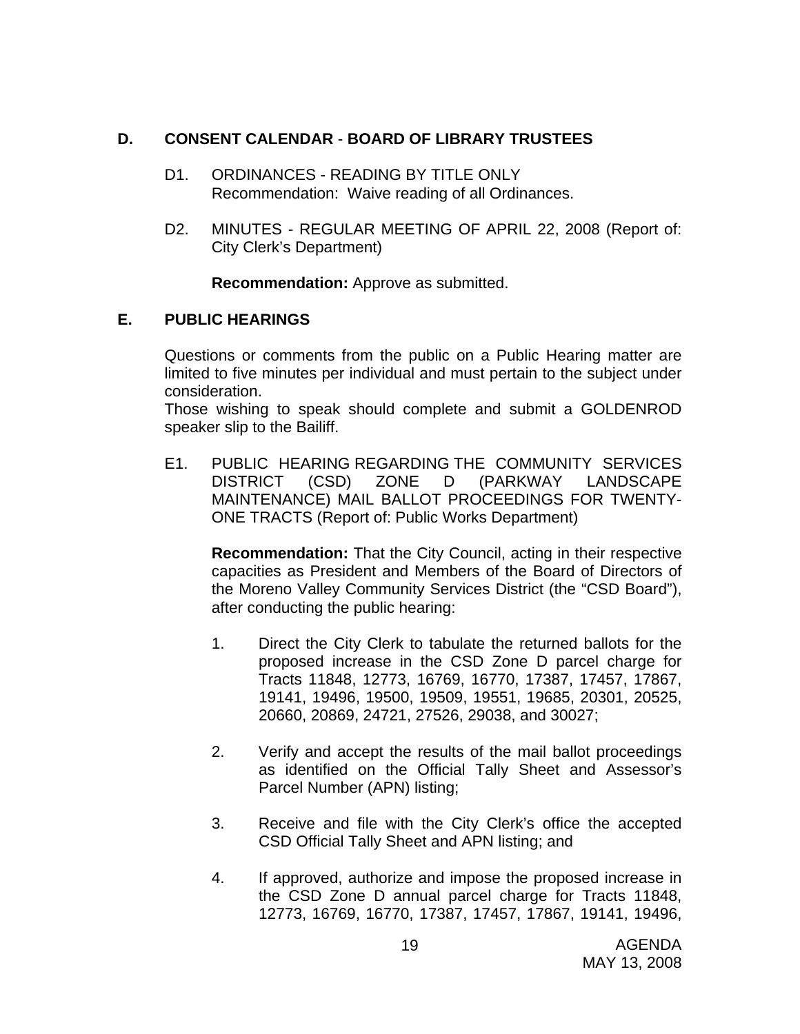## D. CONSENT CALENDAR - BOARD OF LIBRARY TRUSTEES

D1. ORDINANCES - READING BY TITLE ONLY
Recommendation: Waive reading of all Ordinances.

D2. MINUTES - REGULAR MEETING OF APRIL 22, 2008 (Report of: City Clerk's Department)

**Recommendation:** Approve as submitted.

## E. PUBLIC HEARINGS

Questions or comments from the public on a Public Hearing matter are limited to five minutes per individual and must pertain to the subject under consideration.
Those wishing to speak should complete and submit a GOLDENROD speaker slip to the Bailiff.

E1. PUBLIC HEARING REGARDING THE COMMUNITY SERVICES DISTRICT (CSD) ZONE D (PARKWAY LANDSCAPE MAINTENANCE) MAIL BALLOT PROCEEDINGS FOR TWENTY-ONE TRACTS (Report of: Public Works Department)

**Recommendation:** That the City Council, acting in their respective capacities as President and Members of the Board of Directors of the Moreno Valley Community Services District (the "CSD Board"), after conducting the public hearing:

1. Direct the City Clerk to tabulate the returned ballots for the proposed increase in the CSD Zone D parcel charge for Tracts 11848, 12773, 16769, 16770, 17387, 17457, 17867, 19141, 19496, 19500, 19509, 19551, 19685, 20301, 20525, 20660, 20869, 24721, 27526, 29038, and 30027;

2. Verify and accept the results of the mail ballot proceedings as identified on the Official Tally Sheet and Assessor's Parcel Number (APN) listing;

3. Receive and file with the City Clerk's office the accepted CSD Official Tally Sheet and APN listing; and

4. If approved, authorize and impose the proposed increase in the CSD Zone D annual parcel charge for Tracts 11848, 12773, 16769, 16770, 17387, 17457, 17867, 19141, 19496,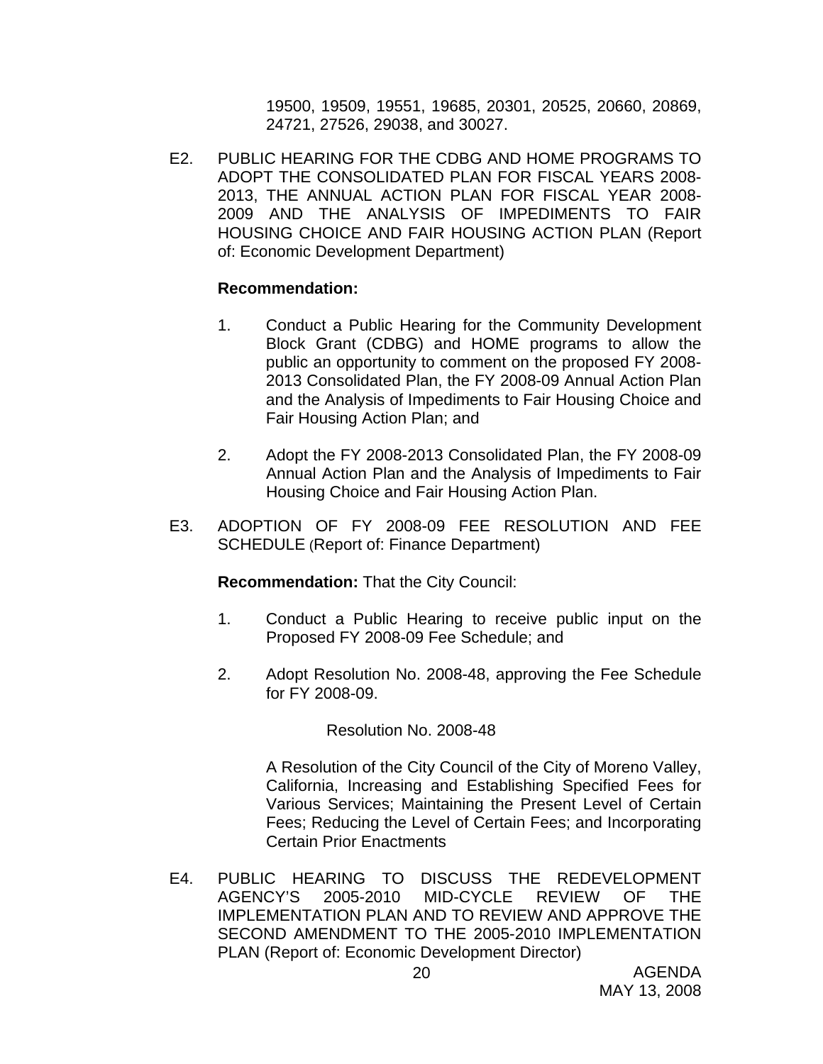19500, 19509, 19551, 19685, 20301, 20525, 20660, 20869, 24721, 27526, 29038, and 30027.

E2. PUBLIC HEARING FOR THE CDBG AND HOME PROGRAMS TO ADOPT THE CONSOLIDATED PLAN FOR FISCAL YEARS 2008-2013, THE ANNUAL ACTION PLAN FOR FISCAL YEAR 2008-2009 AND THE ANALYSIS OF IMPEDIMENTS TO FAIR HOUSING CHOICE AND FAIR HOUSING ACTION PLAN (Report of: Economic Development Department)

**Recommendation:**

1. Conduct a Public Hearing for the Community Development Block Grant (CDBG) and HOME programs to allow the public an opportunity to comment on the proposed FY 2008-2013 Consolidated Plan, the FY 2008-09 Annual Action Plan and the Analysis of Impediments to Fair Housing Choice and Fair Housing Action Plan; and

2. Adopt the FY 2008-2013 Consolidated Plan, the FY 2008-09 Annual Action Plan and the Analysis of Impediments to Fair Housing Choice and Fair Housing Action Plan.

E3. ADOPTION OF FY 2008-09 FEE RESOLUTION AND FEE SCHEDULE (Report of: Finance Department)

**Recommendation:** That the City Council:

1. Conduct a Public Hearing to receive public input on the Proposed FY 2008-09 Fee Schedule; and

2. Adopt Resolution No. 2008-48, approving the Fee Schedule for FY 2008-09.

Resolution No. 2008-48

A Resolution of the City Council of the City of Moreno Valley, California, Increasing and Establishing Specified Fees for Various Services; Maintaining the Present Level of Certain Fees; Reducing the Level of Certain Fees; and Incorporating Certain Prior Enactments

E4. PUBLIC HEARING TO DISCUSS THE REDEVELOPMENT AGENCY'S 2005-2010 MID-CYCLE REVIEW OF THE IMPLEMENTATION PLAN AND TO REVIEW AND APPROVE THE SECOND AMENDMENT TO THE 2005-2010 IMPLEMENTATION PLAN (Report of: Economic Development Director)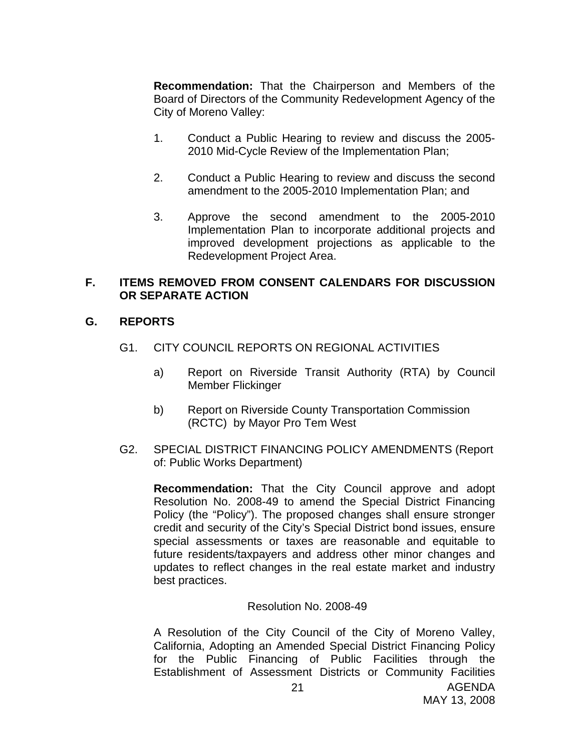**Recommendation:** That the Chairperson and Members of the Board of Directors of the Community Redevelopment Agency of the City of Moreno Valley:

1. Conduct a Public Hearing to review and discuss the 2005-2010 Mid-Cycle Review of the Implementation Plan;

2. Conduct a Public Hearing to review and discuss the second amendment to the 2005-2010 Implementation Plan; and

3. Approve the second amendment to the 2005-2010 Implementation Plan to incorporate additional projects and improved development projections as applicable to the Redevelopment Project Area.

## F. ITEMS REMOVED FROM CONSENT CALENDARS FOR DISCUSSION OR SEPARATE ACTION

## G. REPORTS

G1. CITY COUNCIL REPORTS ON REGIONAL ACTIVITIES

a) Report on Riverside Transit Authority (RTA) by Council Member Flickinger

b) Report on Riverside County Transportation Commission (RCTC) by Mayor Pro Tem West

G2. SPECIAL DISTRICT FINANCING POLICY AMENDMENTS (Report of: Public Works Department)

**Recommendation:** That the City Council approve and adopt Resolution No. 2008-49 to amend the Special District Financing Policy (the "Policy"). The proposed changes shall ensure stronger credit and security of the City's Special District bond issues, ensure special assessments or taxes are reasonable and equitable to future residents/taxpayers and address other minor changes and updates to reflect changes in the real estate market and industry best practices.

Resolution No. 2008-49

A Resolution of the City Council of the City of Moreno Valley, California, Adopting an Amended Special District Financing Policy for the Public Financing of Public Facilities through the Establishment of Assessment Districts or Community Facilities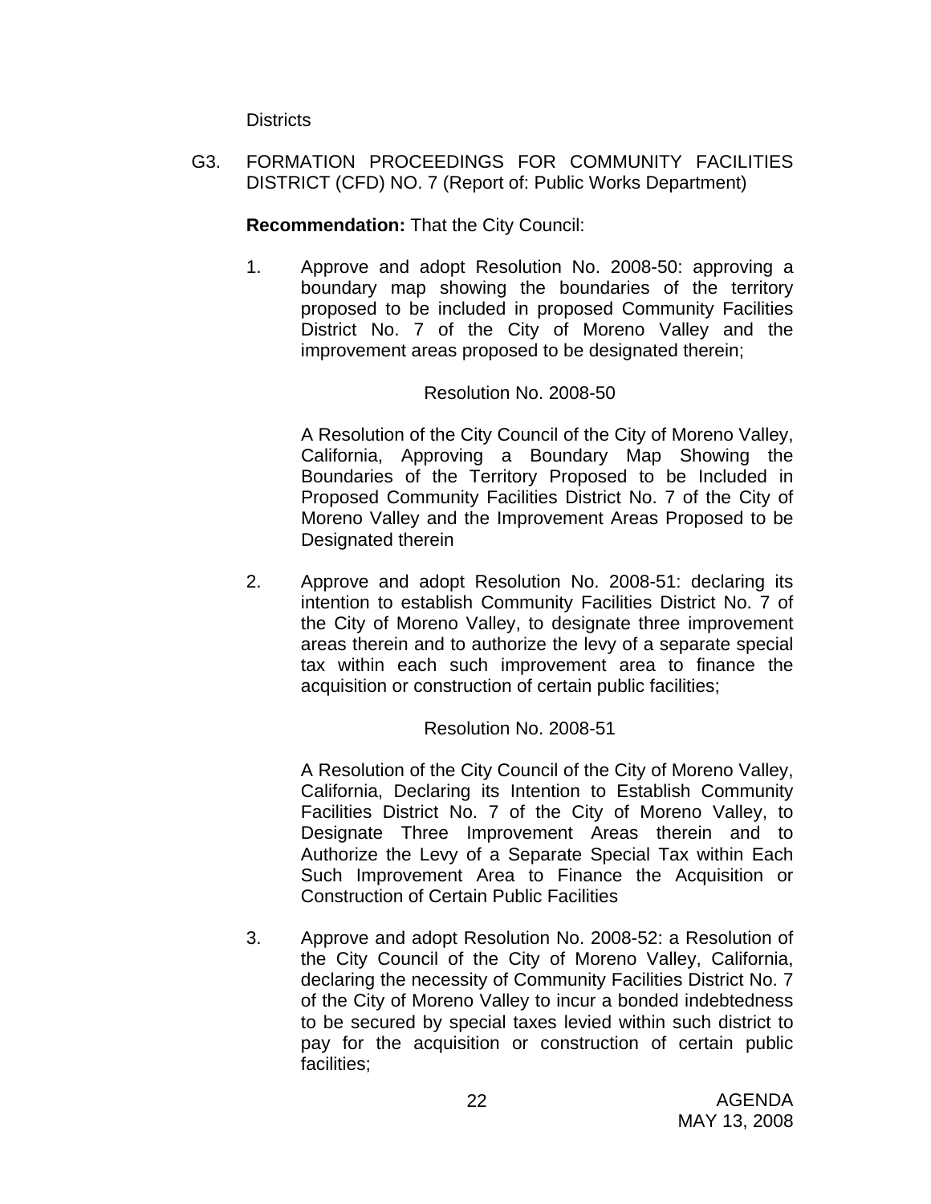Districts

G3. FORMATION PROCEEDINGS FOR COMMUNITY FACILITIES DISTRICT (CFD) NO. 7 (Report of: Public Works Department)

**Recommendation:** That the City Council:

1. Approve and adopt Resolution No. 2008-50: approving a boundary map showing the boundaries of the territory proposed to be included in proposed Community Facilities District No. 7 of the City of Moreno Valley and the improvement areas proposed to be designated therein;

   Resolution No. 2008-50

   A Resolution of the City Council of the City of Moreno Valley, California, Approving a Boundary Map Showing the Boundaries of the Territory Proposed to be Included in Proposed Community Facilities District No. 7 of the City of Moreno Valley and the Improvement Areas Proposed to be Designated therein

2. Approve and adopt Resolution No. 2008-51: declaring its intention to establish Community Facilities District No. 7 of the City of Moreno Valley, to designate three improvement areas therein and to authorize the levy of a separate special tax within each such improvement area to finance the acquisition or construction of certain public facilities;

   Resolution No. 2008-51

   A Resolution of the City Council of the City of Moreno Valley, California, Declaring its Intention to Establish Community Facilities District No. 7 of the City of Moreno Valley, to Designate Three Improvement Areas therein and to Authorize the Levy of a Separate Special Tax within Each Such Improvement Area to Finance the Acquisition or Construction of Certain Public Facilities

3. Approve and adopt Resolution No. 2008-52: a Resolution of the City Council of the City of Moreno Valley, California, declaring the necessity of Community Facilities District No. 7 of the City of Moreno Valley to incur a bonded indebtedness to be secured by special taxes levied within such district to pay for the acquisition or construction of certain public facilities;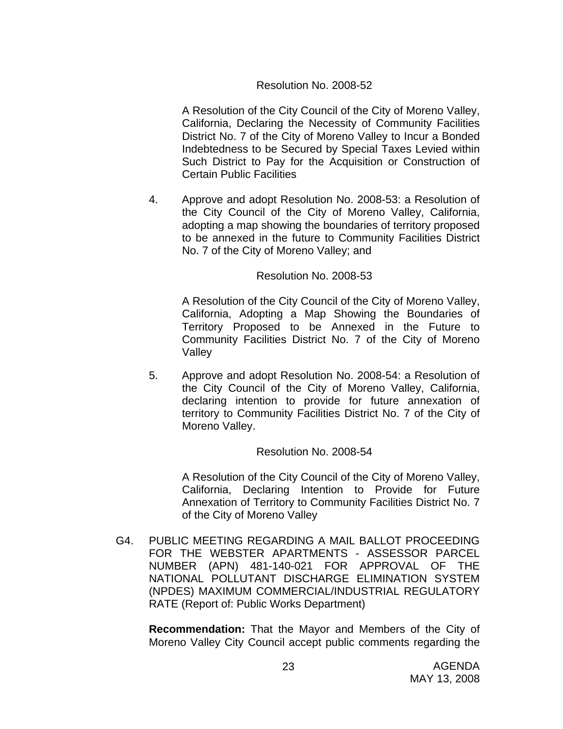Resolution No. 2008-52

A Resolution of the City Council of the City of Moreno Valley, California, Declaring the Necessity of Community Facilities District No. 7 of the City of Moreno Valley to Incur a Bonded Indebtedness to be Secured by Special Taxes Levied within Such District to Pay for the Acquisition or Construction of Certain Public Facilities

4. Approve and adopt Resolution No. 2008-53: a Resolution of the City Council of the City of Moreno Valley, California, adopting a map showing the boundaries of territory proposed to be annexed in the future to Community Facilities District No. 7 of the City of Moreno Valley; and

Resolution No. 2008-53

A Resolution of the City Council of the City of Moreno Valley, California, Adopting a Map Showing the Boundaries of Territory Proposed to be Annexed in the Future to Community Facilities District No. 7 of the City of Moreno Valley

5. Approve and adopt Resolution No. 2008-54: a Resolution of the City Council of the City of Moreno Valley, California, declaring intention to provide for future annexation of territory to Community Facilities District No. 7 of the City of Moreno Valley.

Resolution No. 2008-54

A Resolution of the City Council of the City of Moreno Valley, California, Declaring Intention to Provide for Future Annexation of Territory to Community Facilities District No. 7 of the City of Moreno Valley

G4. PUBLIC MEETING REGARDING A MAIL BALLOT PROCEEDING FOR THE WEBSTER APARTMENTS - ASSESSOR PARCEL NUMBER (APN) 481-140-021 FOR APPROVAL OF THE NATIONAL POLLUTANT DISCHARGE ELIMINATION SYSTEM (NPDES) MAXIMUM COMMERCIAL/INDUSTRIAL REGULATORY RATE (Report of: Public Works Department)

**Recommendation:** That the Mayor and Members of the City of Moreno Valley City Council accept public comments regarding the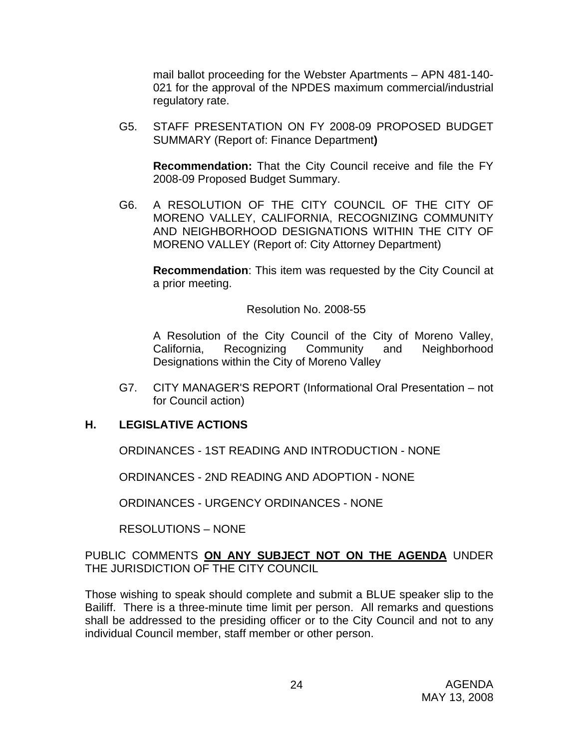mail ballot proceeding for the Webster Apartments – APN 481-140-021 for the approval of the NPDES maximum commercial/industrial regulatory rate.

G5. STAFF PRESENTATION ON FY 2008-09 PROPOSED BUDGET SUMMARY (Report of: Finance Department**)**

**Recommendation:** That the City Council receive and file the FY 2008-09 Proposed Budget Summary.

G6. A RESOLUTION OF THE CITY COUNCIL OF THE CITY OF MORENO VALLEY, CALIFORNIA, RECOGNIZING COMMUNITY AND NEIGHBORHOOD DESIGNATIONS WITHIN THE CITY OF MORENO VALLEY (Report of: City Attorney Department)

**Recommendation**: This item was requested by the City Council at a prior meeting.

Resolution No. 2008-55

A Resolution of the City Council of the City of Moreno Valley, California, Recognizing Community and Neighborhood Designations within the City of Moreno Valley

G7. CITY MANAGER'S REPORT (Informational Oral Presentation – not for Council action)

## H. LEGISLATIVE ACTIONS

ORDINANCES - 1ST READING AND INTRODUCTION - NONE

ORDINANCES - 2ND READING AND ADOPTION - NONE

ORDINANCES - URGENCY ORDINANCES - NONE

RESOLUTIONS – NONE

PUBLIC COMMENTS **ON ANY SUBJECT NOT ON THE AGENDA** UNDER THE JURISDICTION OF THE CITY COUNCIL

Those wishing to speak should complete and submit a BLUE speaker slip to the Bailiff. There is a three-minute time limit per person. All remarks and questions shall be addressed to the presiding officer or to the City Council and not to any individual Council member, staff member or other person.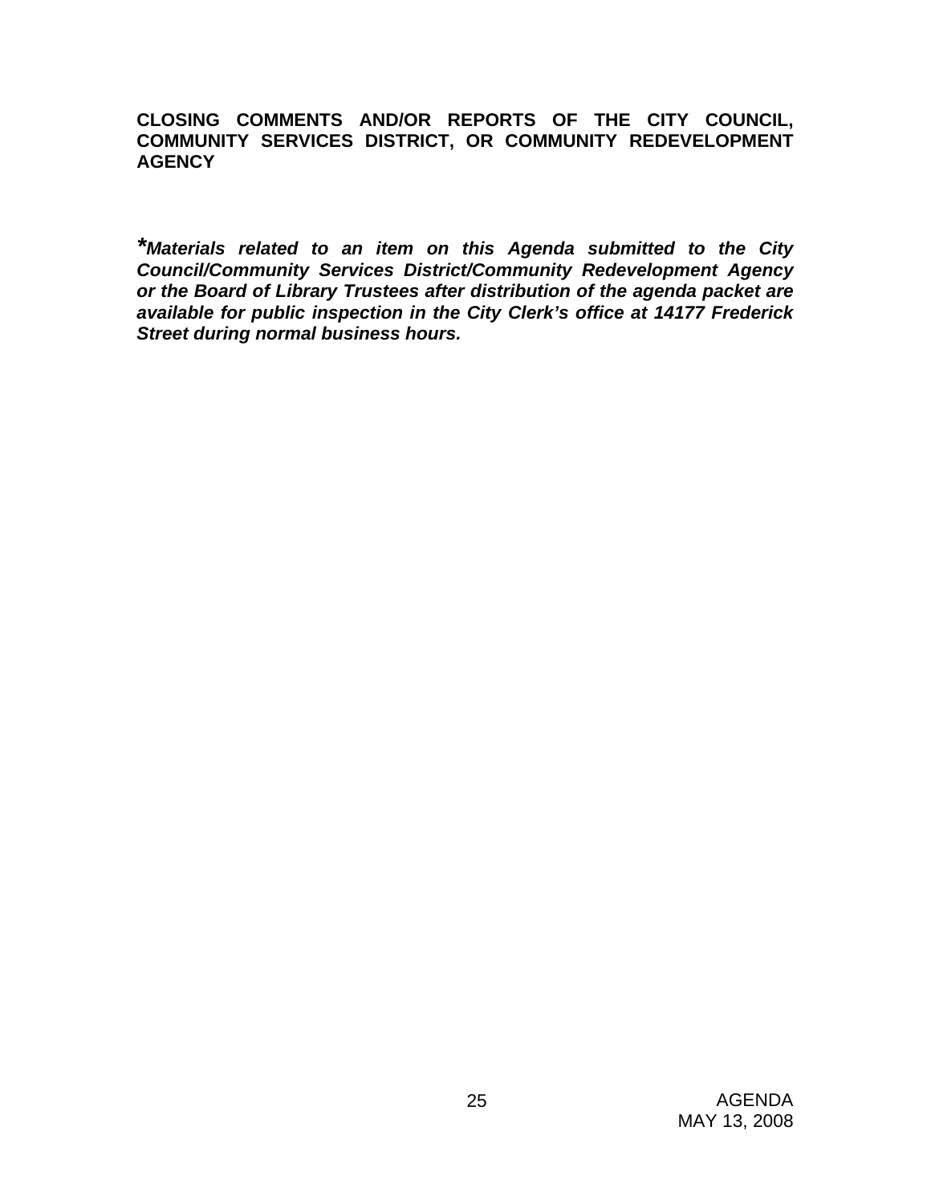**CLOSING COMMENTS AND/OR REPORTS OF THE CITY COUNCIL, COMMUNITY SERVICES DISTRICT, OR COMMUNITY REDEVELOPMENT AGENCY**

***Materials related to an item on this Agenda submitted to the City Council/Community Services District/Community Redevelopment Agency or the Board of Library Trustees after distribution of the agenda packet are available for public inspection in the City Clerk's office at 14177 Frederick Street during normal business hours.***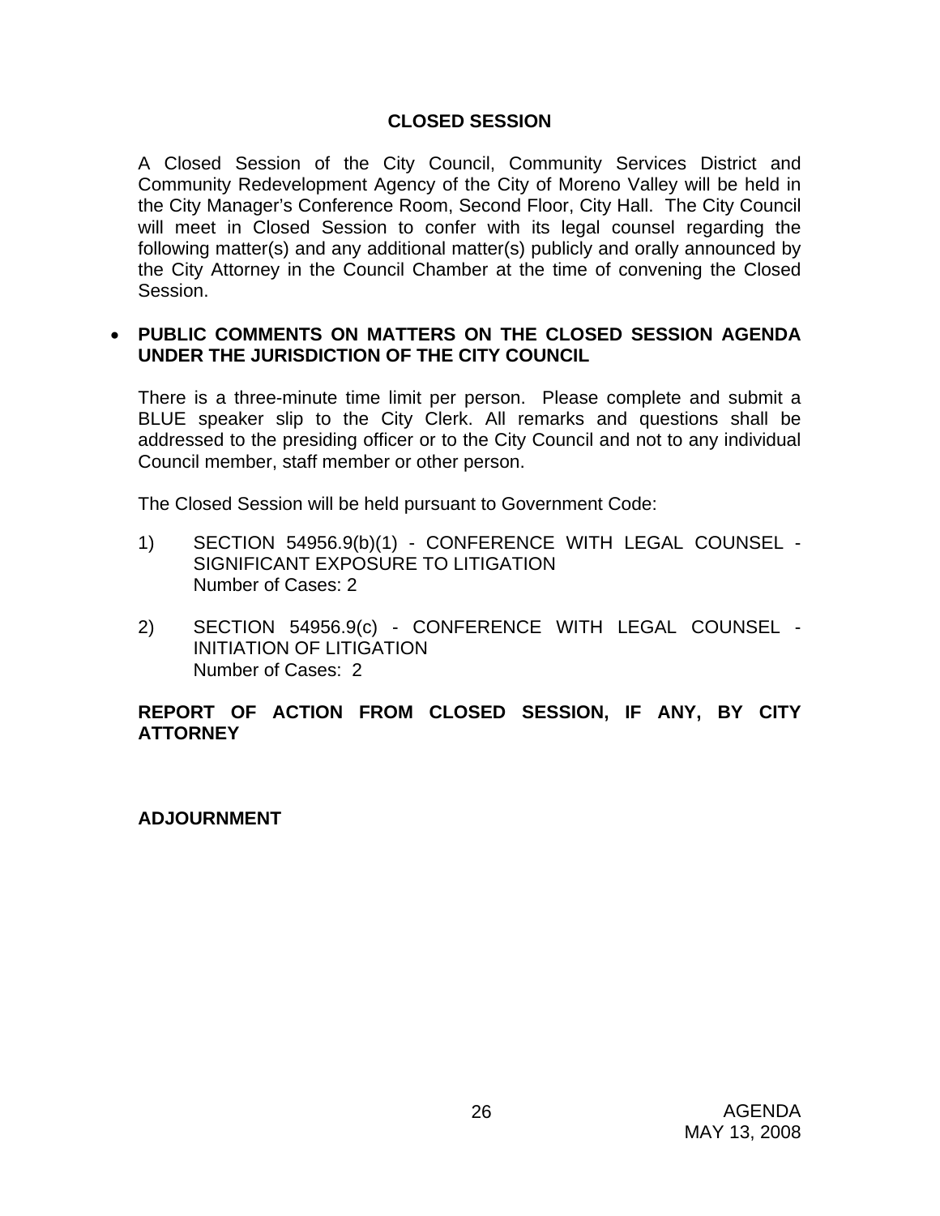## CLOSED SESSION

A Closed Session of the City Council, Community Services District and Community Redevelopment Agency of the City of Moreno Valley will be held in the City Manager's Conference Room, Second Floor, City Hall. The City Council will meet in Closed Session to confer with its legal counsel regarding the following matter(s) and any additional matter(s) publicly and orally announced by the City Attorney in the Council Chamber at the time of convening the Closed Session.

- **PUBLIC COMMENTS ON MATTERS ON THE CLOSED SESSION AGENDA UNDER THE JURISDICTION OF THE CITY COUNCIL**

  There is a three-minute time limit per person. Please complete and submit a BLUE speaker slip to the City Clerk. All remarks and questions shall be addressed to the presiding officer or to the City Council and not to any individual Council member, staff member or other person.

  The Closed Session will be held pursuant to Government Code:

  1) SECTION 54956.9(b)(1) - CONFERENCE WITH LEGAL COUNSEL - SIGNIFICANT EXPOSURE TO LITIGATION
     Number of Cases: 2

  2) SECTION 54956.9(c) - CONFERENCE WITH LEGAL COUNSEL - INITIATION OF LITIGATION
     Number of Cases: 2

**REPORT OF ACTION FROM CLOSED SESSION, IF ANY, BY CITY ATTORNEY**

**ADJOURNMENT**